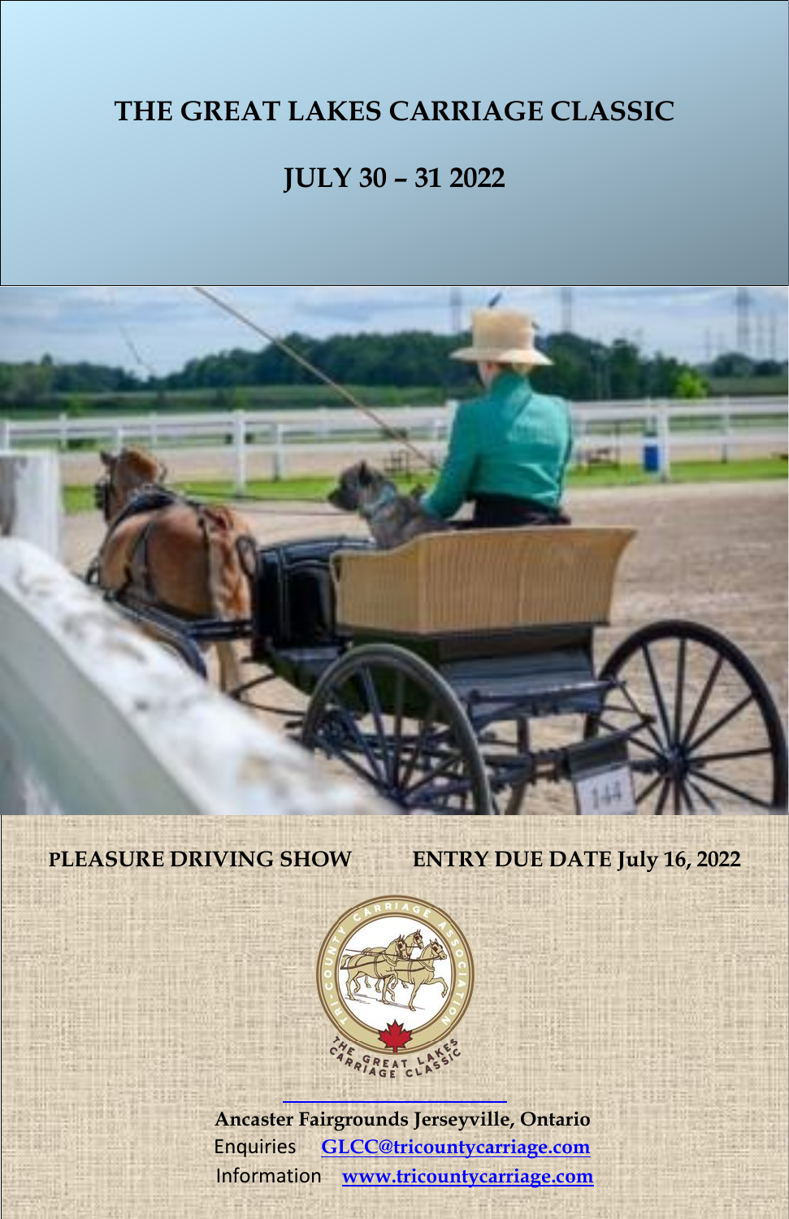# THE GREAT LAKES CARRIAGE CLASSIC

## JULY 30 – 31 2022

**PLEASURE DRIVING SHOW** **ENTRY DUE DATE July 16, 2022**

**Ancaster Fairgrounds Jerseyville, Ontario**

Enquiries **GLCC@tricountycarriage.com**

Information **www.tricountycarriage.com**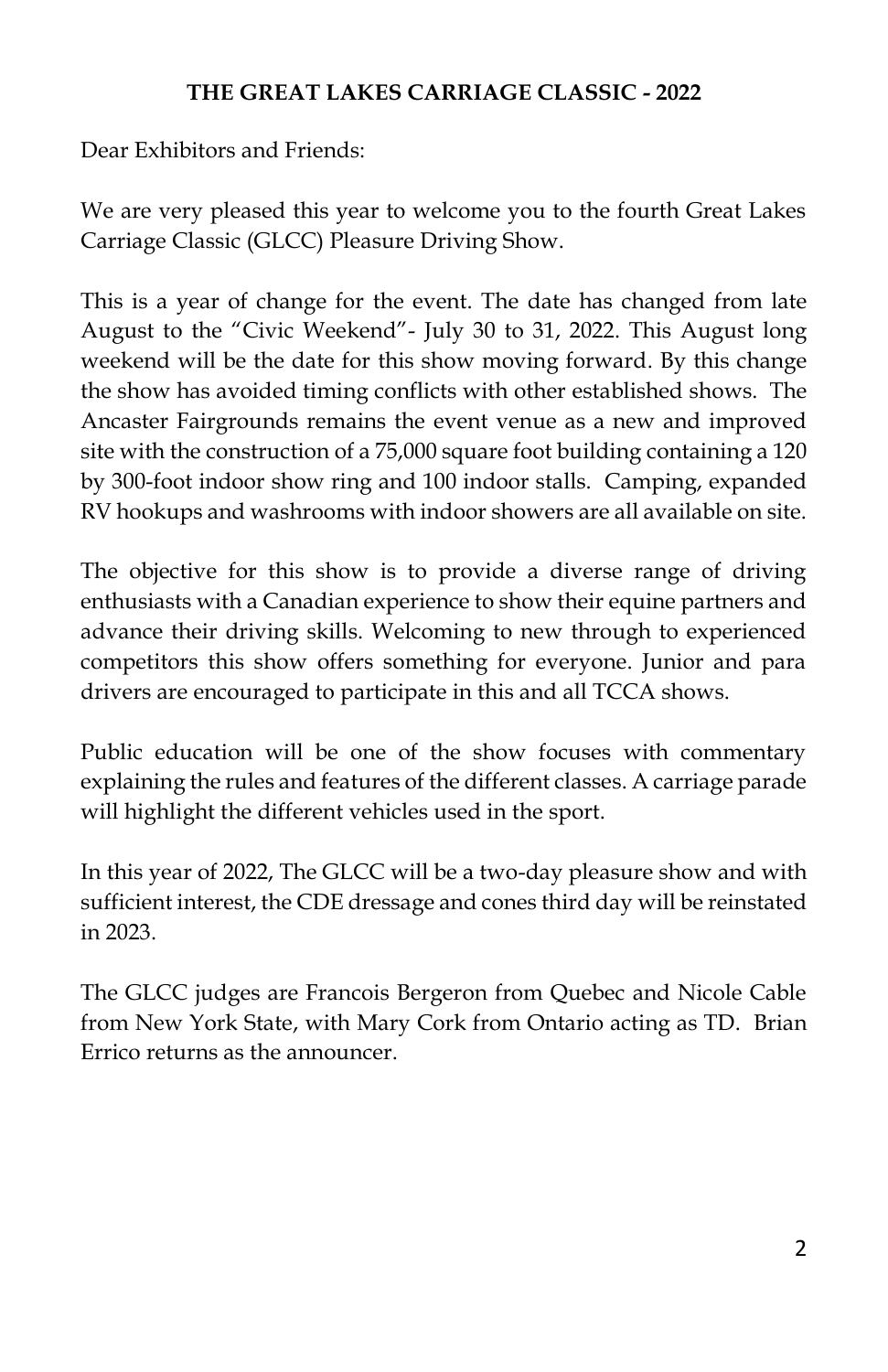# THE GREAT LAKES CARRIAGE CLASSIC - 2022

Dear Exhibitors and Friends:

We are very pleased this year to welcome you to the fourth Great Lakes Carriage Classic (GLCC) Pleasure Driving Show.

This is a year of change for the event. The date has changed from late August to the "Civic Weekend"- July 30 to 31, 2022. This August long weekend will be the date for this show moving forward. By this change the show has avoided timing conflicts with other established shows. The Ancaster Fairgrounds remains the event venue as a new and improved site with the construction of a 75,000 square foot building containing a 120 by 300-foot indoor show ring and 100 indoor stalls. Camping, expanded RV hookups and washrooms with indoor showers are all available on site.

The objective for this show is to provide a diverse range of driving enthusiasts with a Canadian experience to show their equine partners and advance their driving skills. Welcoming to new through to experienced competitors this show offers something for everyone. Junior and para drivers are encouraged to participate in this and all TCCA shows.

Public education will be one of the show focuses with commentary explaining the rules and features of the different classes. A carriage parade will highlight the different vehicles used in the sport.

In this year of 2022, The GLCC will be a two-day pleasure show and with sufficient interest, the CDE dressage and cones third day will be reinstated in 2023.

The GLCC judges are Francois Bergeron from Quebec and Nicole Cable from New York State, with Mary Cork from Ontario acting as TD. Brian Errico returns as the announcer.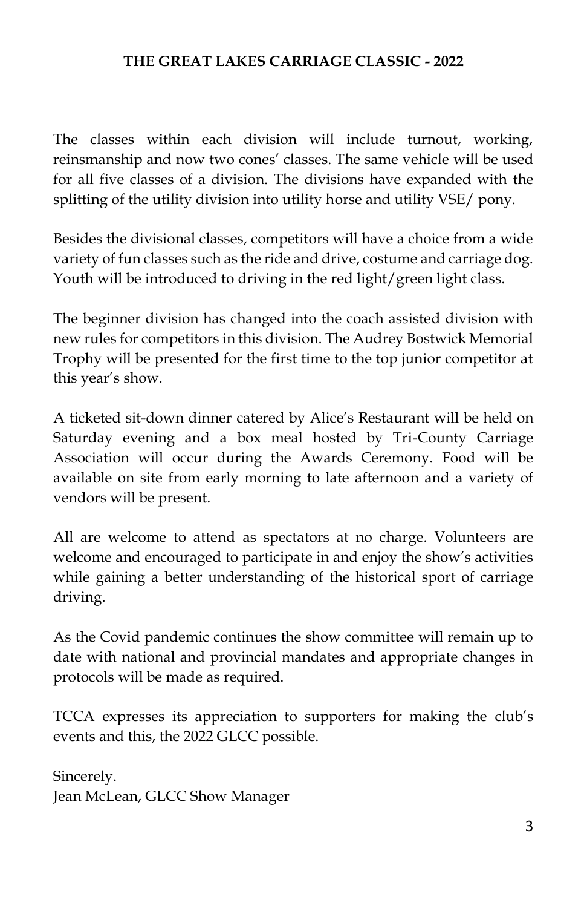**THE GREAT LAKES CARRIAGE CLASSIC - 2022**

The classes within each division will include turnout, working, reinsmanship and now two cones' classes. The same vehicle will be used for all five classes of a division. The divisions have expanded with the splitting of the utility division into utility horse and utility VSE/ pony.

Besides the divisional classes, competitors will have a choice from a wide variety of fun classes such as the ride and drive, costume and carriage dog. Youth will be introduced to driving in the red light/green light class.

The beginner division has changed into the coach assisted division with new rules for competitors in this division. The Audrey Bostwick Memorial Trophy will be presented for the first time to the top junior competitor at this year's show.

A ticketed sit-down dinner catered by Alice's Restaurant will be held on Saturday evening and a box meal hosted by Tri-County Carriage Association will occur during the Awards Ceremony. Food will be available on site from early morning to late afternoon and a variety of vendors will be present.

All are welcome to attend as spectators at no charge. Volunteers are welcome and encouraged to participate in and enjoy the show's activities while gaining a better understanding of the historical sport of carriage driving.

As the Covid pandemic continues the show committee will remain up to date with national and provincial mandates and appropriate changes in protocols will be made as required.

TCCA expresses its appreciation to supporters for making the club's events and this, the 2022 GLCC possible.

Sincerely.
Jean McLean, GLCC Show Manager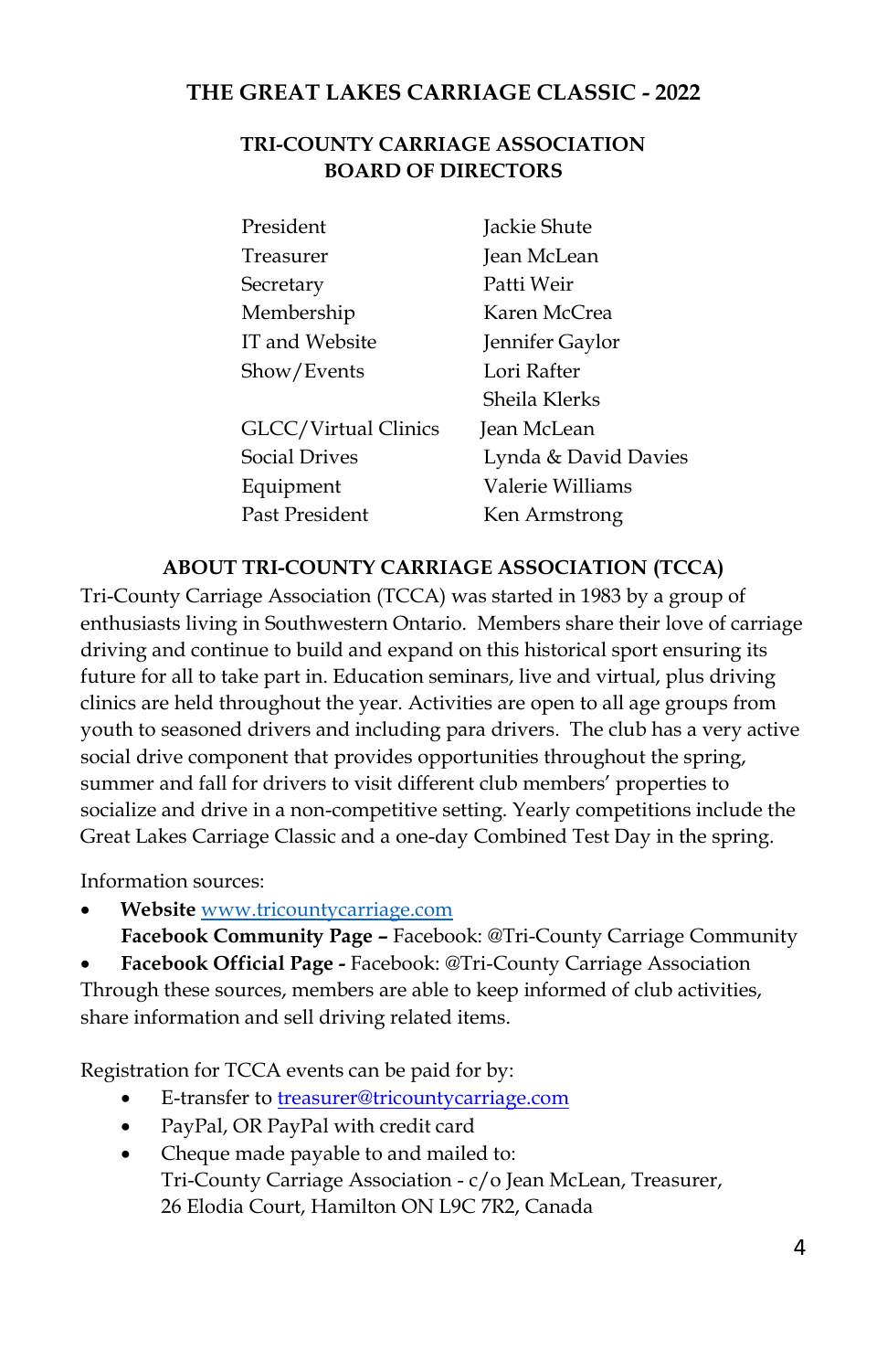# THE GREAT LAKES CARRIAGE CLASSIC - 2022

## TRI-COUNTY CARRIAGE ASSOCIATION BOARD OF DIRECTORS

| | |
|---|---|
| President | Jackie Shute |
| Treasurer | Jean McLean |
| Secretary | Patti Weir |
| Membership | Karen McCrea |
| IT and Website | Jennifer Gaylor |
| Show/Events | Lori Rafter |
| | Sheila Klerks |
| GLCC/Virtual Clinics | Jean McLean |
| Social Drives | Lynda & David Davies |
| Equipment | Valerie Williams |
| Past President | Ken Armstrong |

## ABOUT TRI-COUNTY CARRIAGE ASSOCIATION (TCCA)

Tri-County Carriage Association (TCCA) was started in 1983 by a group of enthusiasts living in Southwestern Ontario. Members share their love of carriage driving and continue to build and expand on this historical sport ensuring its future for all to take part in. Education seminars, live and virtual, plus driving clinics are held throughout the year. Activities are open to all age groups from youth to seasoned drivers and including para drivers. The club has a very active social drive component that provides opportunities throughout the spring, summer and fall for drivers to visit different club members' properties to socialize and drive in a non-competitive setting. Yearly competitions include the Great Lakes Carriage Classic and a one-day Combined Test Day in the spring.

Information sources:

- **Website** www.tricountycarriage.com
  **Facebook Community Page –** Facebook: @Tri-County Carriage Community
- **Facebook Official Page -** Facebook: @Tri-County Carriage Association

Through these sources, members are able to keep informed of club activities, share information and sell driving related items.

Registration for TCCA events can be paid for by:

- E-transfer to treasurer@tricountycarriage.com
- PayPal, OR PayPal with credit card
- Cheque made payable to and mailed to:
  Tri-County Carriage Association - c/o Jean McLean, Treasurer,
  26 Elodia Court, Hamilton ON L9C 7R2, Canada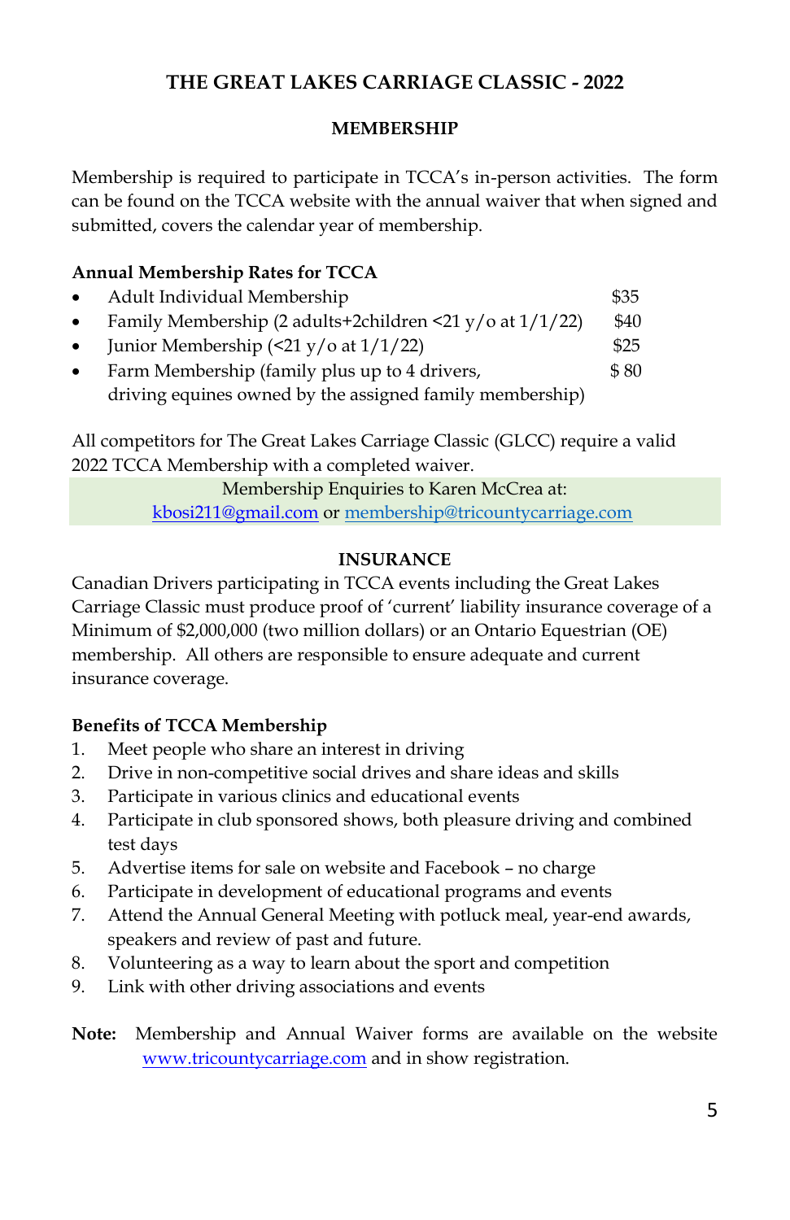# THE GREAT LAKES CARRIAGE CLASSIC - 2022

## MEMBERSHIP

Membership is required to participate in TCCA's in-person activities. The form can be found on the TCCA website with the annual waiver that when signed and submitted, covers the calendar year of membership.

**Annual Membership Rates for TCCA**

- Adult Individual Membership — $35
- Family Membership (2 adults+2children <21 y/o at 1/1/22) — $40
- Junior Membership (<21 y/o at 1/1/22) — $25
- Farm Membership (family plus up to 4 drivers, driving equines owned by the assigned family membership) — $ 80

All competitors for The Great Lakes Carriage Classic (GLCC) require a valid 2022 TCCA Membership with a completed waiver.

Membership Enquiries to Karen McCrea at:
kbosi211@gmail.com or membership@tricountycarriage.com

## INSURANCE

Canadian Drivers participating in TCCA events including the Great Lakes Carriage Classic must produce proof of 'current' liability insurance coverage of a Minimum of $2,000,000 (two million dollars) or an Ontario Equestrian (OE) membership. All others are responsible to ensure adequate and current insurance coverage.

**Benefits of TCCA Membership**

1. Meet people who share an interest in driving
2. Drive in non-competitive social drives and share ideas and skills
3. Participate in various clinics and educational events
4. Participate in club sponsored shows, both pleasure driving and combined test days
5. Advertise items for sale on website and Facebook – no charge
6. Participate in development of educational programs and events
7. Attend the Annual General Meeting with potluck meal, year-end awards, speakers and review of past and future.
8. Volunteering as a way to learn about the sport and competition
9. Link with other driving associations and events

**Note:** Membership and Annual Waiver forms are available on the website www.tricountycarriage.com and in show registration.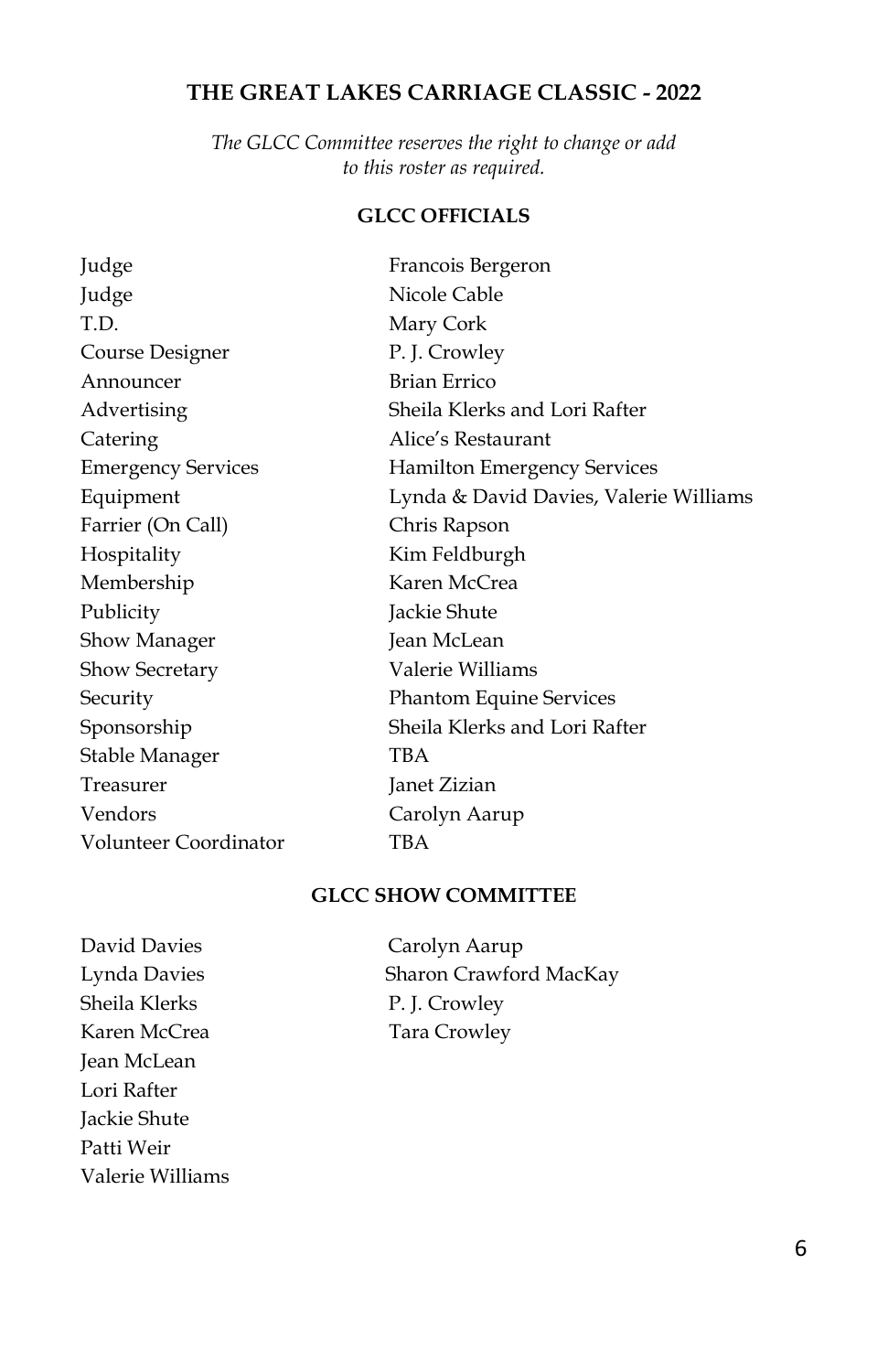## THE GREAT LAKES CARRIAGE CLASSIC - 2022

*The GLCC Committee reserves the right to change or add to this roster as required.*

### GLCC OFFICIALS

| | |
|---|---|
| Judge | Francois Bergeron |
| Judge | Nicole Cable |
| T.D. | Mary Cork |
| Course Designer | P. J. Crowley |
| Announcer | Brian Errico |
| Advertising | Sheila Klerks and Lori Rafter |
| Catering | Alice's Restaurant |
| Emergency Services | Hamilton Emergency Services |
| Equipment | Lynda & David Davies, Valerie Williams |
| Farrier (On Call) | Chris Rapson |
| Hospitality | Kim Feldburgh |
| Membership | Karen McCrea |
| Publicity | Jackie Shute |
| Show Manager | Jean McLean |
| Show Secretary | Valerie Williams |
| Security | Phantom Equine Services |
| Sponsorship | Sheila Klerks and Lori Rafter |
| Stable Manager | TBA |
| Treasurer | Janet Zizian |
| Vendors | Carolyn Aarup |
| Volunteer Coordinator | TBA |

### GLCC SHOW COMMITTEE

David Davies
Lynda Davies
Sheila Klerks
Karen McCrea
Jean McLean
Lori Rafter
Jackie Shute
Patti Weir
Valerie Williams
Carolyn Aarup
Sharon Crawford MacKay
P. J. Crowley
Tara Crowley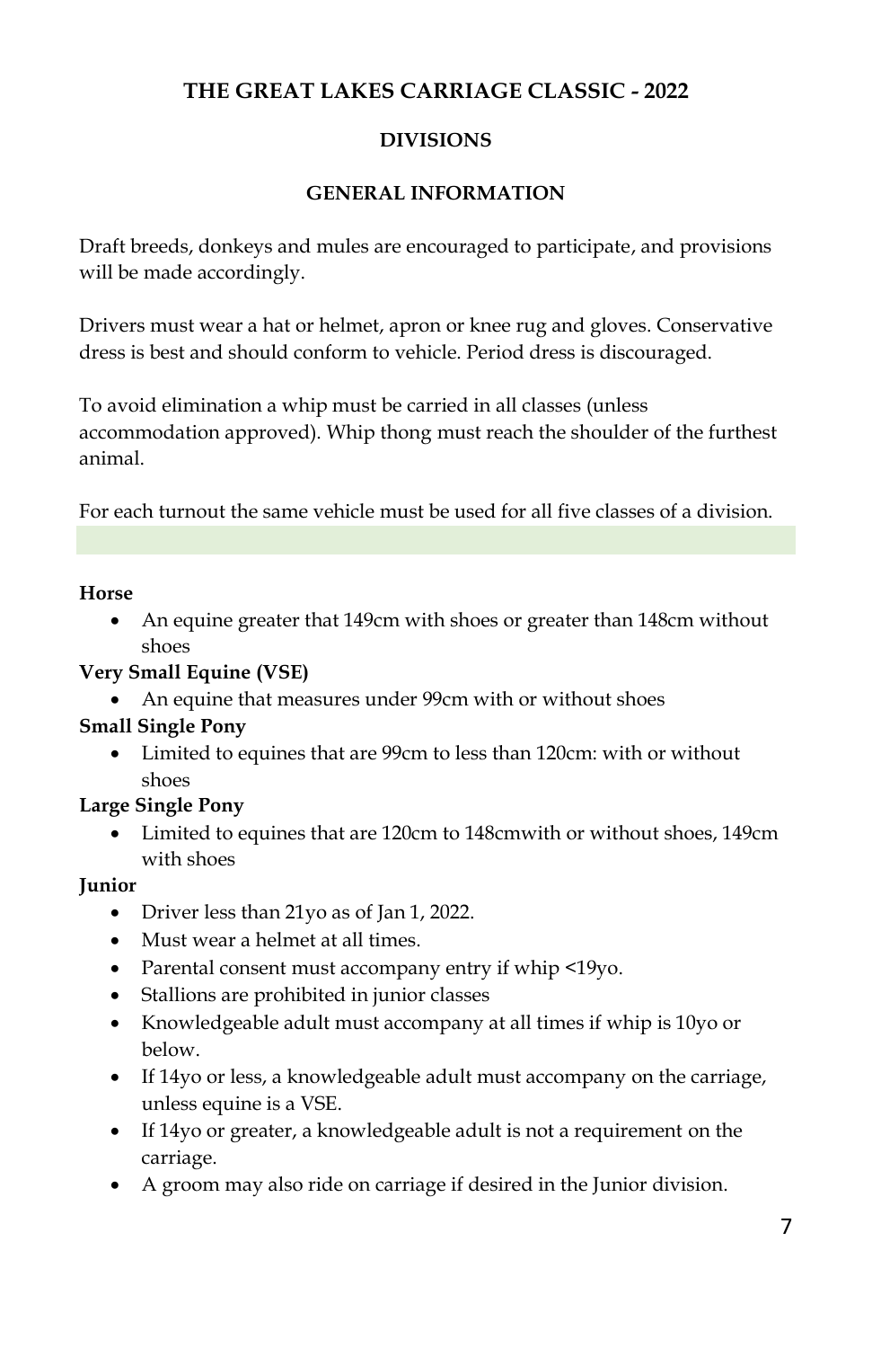# THE GREAT LAKES CARRIAGE CLASSIC - 2022

## DIVISIONS

### GENERAL INFORMATION

Draft breeds, donkeys and mules are encouraged to participate, and provisions will be made accordingly.

Drivers must wear a hat or helmet, apron or knee rug and gloves. Conservative dress is best and should conform to vehicle. Period dress is discouraged.

To avoid elimination a whip must be carried in all classes (unless accommodation approved). Whip thong must reach the shoulder of the furthest animal.

For each turnout the same vehicle must be used for all five classes of a division.

**Horse**

- An equine greater that 149cm with shoes or greater than 148cm without shoes

**Very Small Equine (VSE)**

- An equine that measures under 99cm with or without shoes

**Small Single Pony**

- Limited to equines that are 99cm to less than 120cm: with or without shoes

**Large Single Pony**

- Limited to equines that are 120cm to 148cmwith or without shoes, 149cm with shoes

**Junior**

- Driver less than 21yo as of Jan 1, 2022.
- Must wear a helmet at all times.
- Parental consent must accompany entry if whip <19yo.
- Stallions are prohibited in junior classes
- Knowledgeable adult must accompany at all times if whip is 10yo or below.
- If 14yo or less, a knowledgeable adult must accompany on the carriage, unless equine is a VSE.
- If 14yo or greater, a knowledgeable adult is not a requirement on the carriage.
- A groom may also ride on carriage if desired in the Junior division.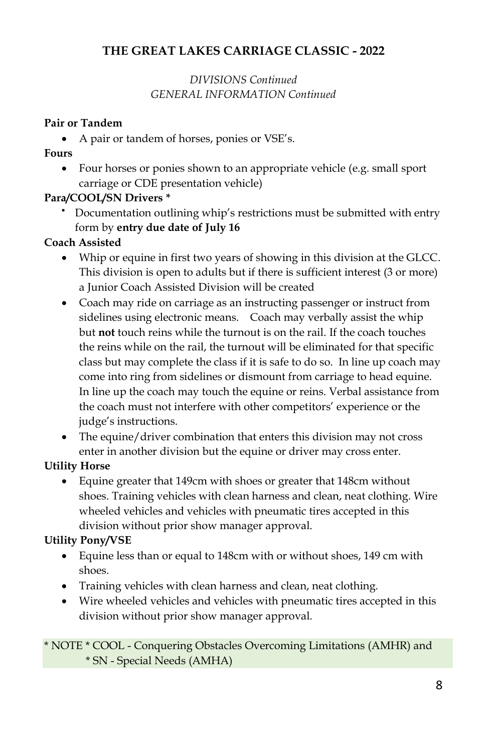## THE GREAT LAKES CARRIAGE CLASSIC - 2022

*DIVISIONS Continued*
*GENERAL INFORMATION Continued*

**Pair or Tandem**

- A pair or tandem of horses, ponies or VSE's.

**Fours**

- Four horses or ponies shown to an appropriate vehicle (e.g. small sport carriage or CDE presentation vehicle)

**Para/COOL/SN Drivers ***

- Documentation outlining whip's restrictions must be submitted with entry form by **entry due date of July 16**

**Coach Assisted**

- Whip or equine in first two years of showing in this division at the GLCC. This division is open to adults but if there is sufficient interest (3 or more) a Junior Coach Assisted Division will be created
- Coach may ride on carriage as an instructing passenger or instruct from sidelines using electronic means. Coach may verbally assist the whip but **not** touch reins while the turnout is on the rail. If the coach touches the reins while on the rail, the turnout will be eliminated for that specific class but may complete the class if it is safe to do so. In line up coach may come into ring from sidelines or dismount from carriage to head equine. In line up the coach may touch the equine or reins. Verbal assistance from the coach must not interfere with other competitors' experience or the judge's instructions.
- The equine/driver combination that enters this division may not cross enter in another division but the equine or driver may cross enter.

**Utility Horse**

- Equine greater that 149cm with shoes or greater that 148cm without shoes. Training vehicles with clean harness and clean, neat clothing. Wire wheeled vehicles and vehicles with pneumatic tires accepted in this division without prior show manager approval.

**Utility Pony/VSE**

- Equine less than or equal to 148cm with or without shoes, 149 cm with shoes.
- Training vehicles with clean harness and clean, neat clothing.
- Wire wheeled vehicles and vehicles with pneumatic tires accepted in this division without prior show manager approval.

* NOTE * COOL - Conquering Obstacles Overcoming Limitations (AMHR) and
* SN - Special Needs (AMHA)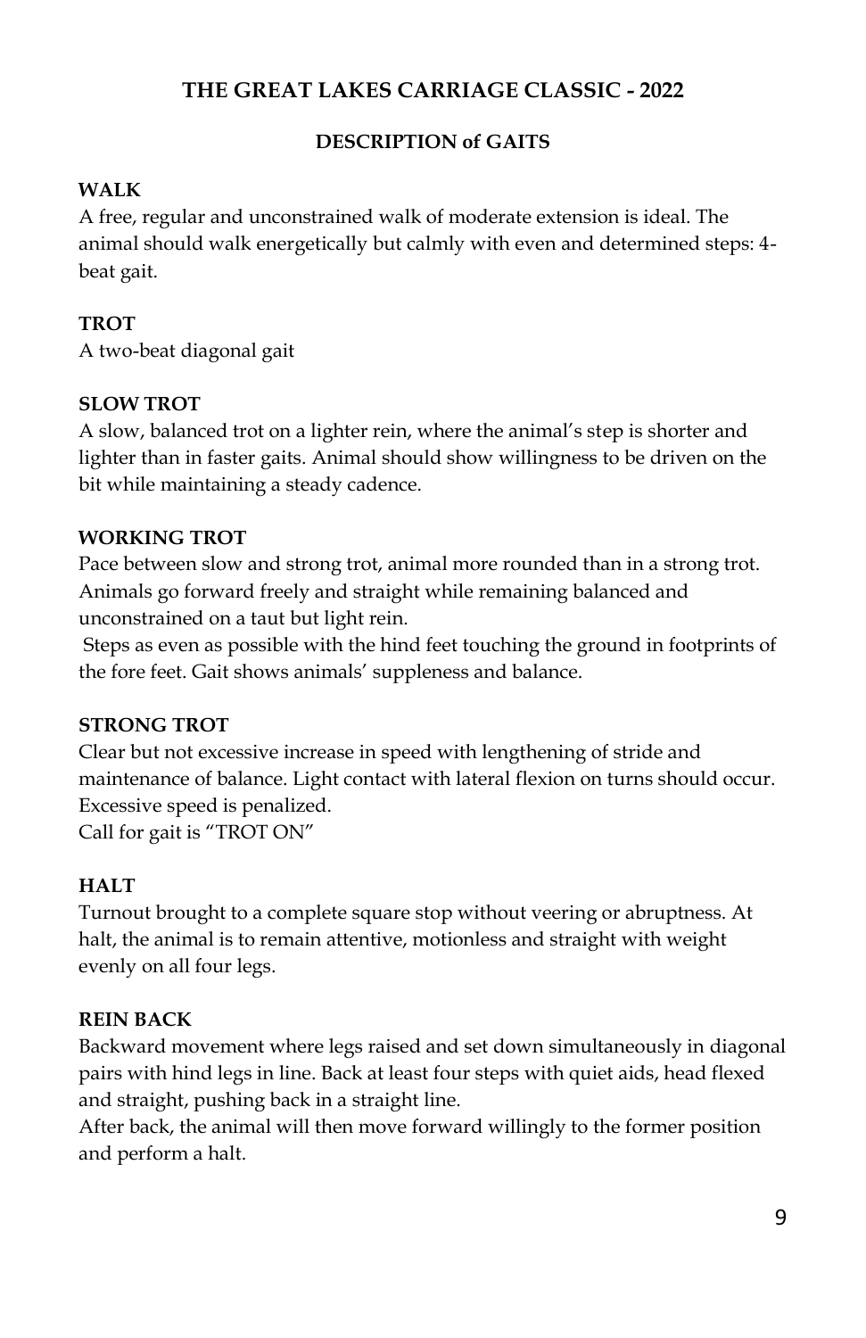# THE GREAT LAKES CARRIAGE CLASSIC - 2022

## DESCRIPTION of GAITS

**WALK**

A free, regular and unconstrained walk of moderate extension is ideal. The animal should walk energetically but calmly with even and determined steps: 4-beat gait.

**TROT**

A two-beat diagonal gait

**SLOW TROT**

A slow, balanced trot on a lighter rein, where the animal's step is shorter and lighter than in faster gaits. Animal should show willingness to be driven on the bit while maintaining a steady cadence.

**WORKING TROT**

Pace between slow and strong trot, animal more rounded than in a strong trot. Animals go forward freely and straight while remaining balanced and unconstrained on a taut but light rein.

Steps as even as possible with the hind feet touching the ground in footprints of the fore feet. Gait shows animals' suppleness and balance.

**STRONG TROT**

Clear but not excessive increase in speed with lengthening of stride and maintenance of balance. Light contact with lateral flexion on turns should occur. Excessive speed is penalized.
Call for gait is "TROT ON"

**HALT**

Turnout brought to a complete square stop without veering or abruptness. At halt, the animal is to remain attentive, motionless and straight with weight evenly on all four legs.

**REIN BACK**

Backward movement where legs raised and set down simultaneously in diagonal pairs with hind legs in line. Back at least four steps with quiet aids, head flexed and straight, pushing back in a straight line.

After back, the animal will then move forward willingly to the former position and perform a halt.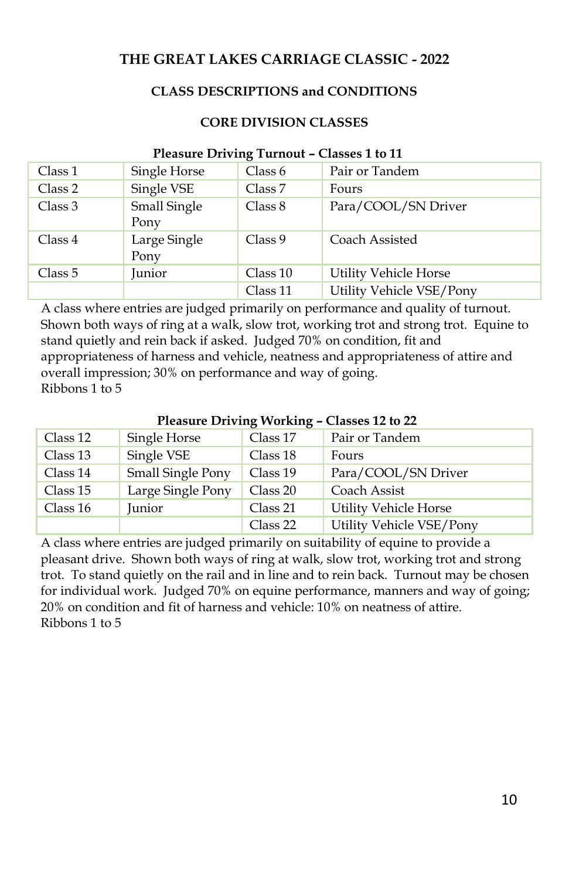# THE GREAT LAKES CARRIAGE CLASSIC - 2022

## CLASS DESCRIPTIONS and CONDITIONS

### CORE DIVISION CLASSES

**Pleasure Driving Turnout – Classes 1 to 11**

| | | | |
|---|---|---|---|
| Class 1 | Single Horse | Class 6 | Pair or Tandem |
| Class 2 | Single VSE | Class 7 | Fours |
| Class 3 | Small Single Pony | Class 8 | Para/COOL/SN Driver |
| Class 4 | Large Single Pony | Class 9 | Coach Assisted |
| Class 5 | Junior | Class 10 | Utility Vehicle Horse |
| | | Class 11 | Utility Vehicle VSE/Pony |

A class where entries are judged primarily on performance and quality of turnout. Shown both ways of ring at a walk, slow trot, working trot and strong trot. Equine to stand quietly and rein back if asked. Judged 70% on condition, fit and appropriateness of harness and vehicle, neatness and appropriateness of attire and overall impression; 30% on performance and way of going.
Ribbons 1 to 5

**Pleasure Driving Working – Classes 12 to 22**

| | | | |
|---|---|---|---|
| Class 12 | Single Horse | Class 17 | Pair or Tandem |
| Class 13 | Single VSE | Class 18 | Fours |
| Class 14 | Small Single Pony | Class 19 | Para/COOL/SN Driver |
| Class 15 | Large Single Pony | Class 20 | Coach Assist |
| Class 16 | Junior | Class 21 | Utility Vehicle Horse |
| | | Class 22 | Utility Vehicle VSE/Pony |

A class where entries are judged primarily on suitability of equine to provide a pleasant drive. Shown both ways of ring at walk, slow trot, working trot and strong trot. To stand quietly on the rail and in line and to rein back. Turnout may be chosen for individual work. Judged 70% on equine performance, manners and way of going; 20% on condition and fit of harness and vehicle: 10% on neatness of attire.
Ribbons 1 to 5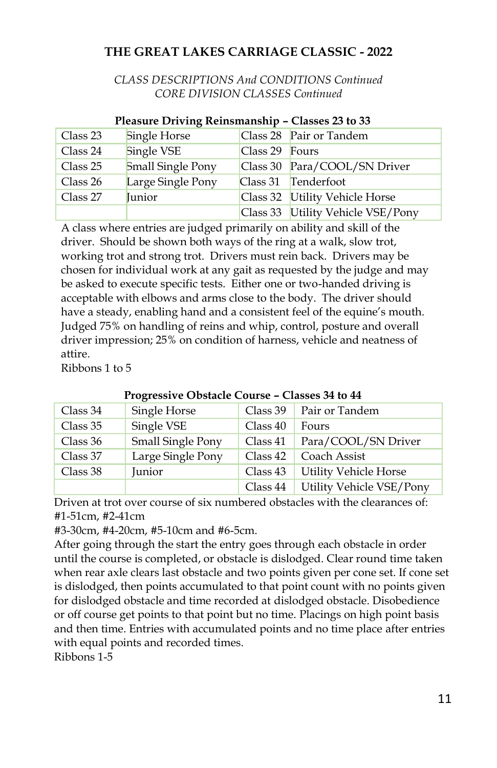# THE GREAT LAKES CARRIAGE CLASSIC - 2022

*CLASS DESCRIPTIONS And CONDITIONS Continued*
*CORE DIVISION CLASSES Continued*

**Pleasure Driving Reinsmanship – Classes 23 to 33**

| | | | |
|---|---|---|---|
| Class 23 | Single Horse | Class 28 | Pair or Tandem |
| Class 24 | Single VSE | Class 29 | Fours |
| Class 25 | Small Single Pony | Class 30 | Para/COOL/SN Driver |
| Class 26 | Large Single Pony | Class 31 | Tenderfoot |
| Class 27 | Junior | Class 32 | Utility Vehicle Horse |
| | | Class 33 | Utility Vehicle VSE/Pony |

A class where entries are judged primarily on ability and skill of the driver. Should be shown both ways of the ring at a walk, slow trot, working trot and strong trot. Drivers must rein back. Drivers may be chosen for individual work at any gait as requested by the judge and may be asked to execute specific tests. Either one or two-handed driving is acceptable with elbows and arms close to the body. The driver should have a steady, enabling hand and a consistent feel of the equine's mouth. Judged 75% on handling of reins and whip, control, posture and overall driver impression; 25% on condition of harness, vehicle and neatness of attire.
Ribbons 1 to 5

**Progressive Obstacle Course – Classes 34 to 44**

| | | | |
|---|---|---|---|
| Class 34 | Single Horse | Class 39 | Pair or Tandem |
| Class 35 | Single VSE | Class 40 | Fours |
| Class 36 | Small Single Pony | Class 41 | Para/COOL/SN Driver |
| Class 37 | Large Single Pony | Class 42 | Coach Assist |
| Class 38 | Junior | Class 43 | Utility Vehicle Horse |
| | | Class 44 | Utility Vehicle VSE/Pony |

Driven at trot over course of six numbered obstacles with the clearances of: #1-51cm, #2-41cm
#3-30cm, #4-20cm, #5-10cm and #6-5cm.
After going through the start the entry goes through each obstacle in order until the course is completed, or obstacle is dislodged. Clear round time taken when rear axle clears last obstacle and two points given per cone set. If cone set is dislodged, then points accumulated to that point count with no points given for dislodged obstacle and time recorded at dislodged obstacle. Disobedience or off course get points to that point but no time. Placings on high point basis and then time. Entries with accumulated points and no time place after entries with equal points and recorded times.
Ribbons 1-5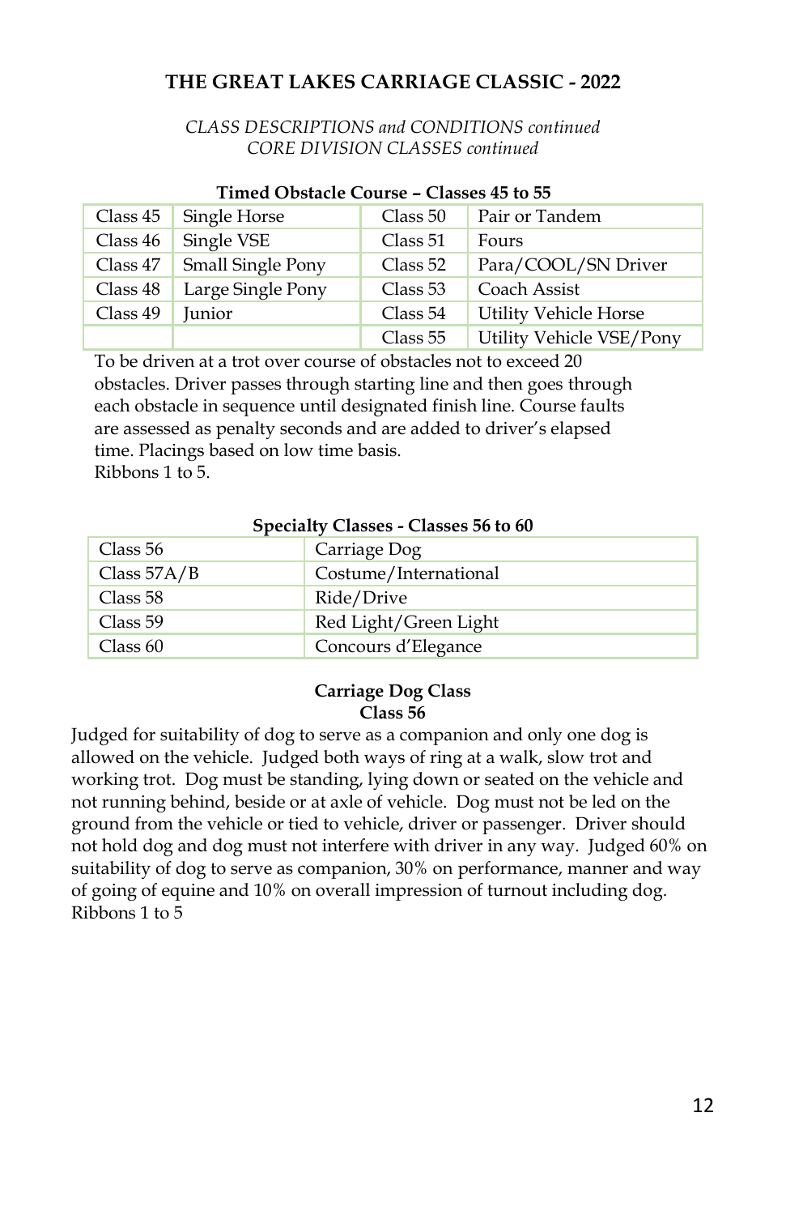# THE GREAT LAKES CARRIAGE CLASSIC - 2022

*CLASS DESCRIPTIONS and CONDITIONS continued*
*CORE DIVISION CLASSES continued*

**Timed Obstacle Course – Classes 45 to 55**

| | | | |
|---|---|---|---|
| Class 45 | Single Horse | Class 50 | Pair or Tandem |
| Class 46 | Single VSE | Class 51 | Fours |
| Class 47 | Small Single Pony | Class 52 | Para/COOL/SN Driver |
| Class 48 | Large Single Pony | Class 53 | Coach Assist |
| Class 49 | Junior | Class 54 | Utility Vehicle Horse |
| | | Class 55 | Utility Vehicle VSE/Pony |

To be driven at a trot over course of obstacles not to exceed 20 obstacles. Driver passes through starting line and then goes through each obstacle in sequence until designated finish line. Course faults are assessed as penalty seconds and are added to driver's elapsed time. Placings based on low time basis.
Ribbons 1 to 5.

**Specialty Classes - Classes 56 to 60**

| | |
|---|---|
| Class 56 | Carriage Dog |
| Class 57A/B | Costume/International |
| Class 58 | Ride/Drive |
| Class 59 | Red Light/Green Light |
| Class 60 | Concours d'Elegance |

**Carriage Dog Class**
**Class 56**

Judged for suitability of dog to serve as a companion and only one dog is allowed on the vehicle. Judged both ways of ring at a walk, slow trot and working trot. Dog must be standing, lying down or seated on the vehicle and not running behind, beside or at axle of vehicle. Dog must not be led on the ground from the vehicle or tied to vehicle, driver or passenger. Driver should not hold dog and dog must not interfere with driver in any way. Judged 60% on suitability of dog to serve as companion, 30% on performance, manner and way of going of equine and 10% on overall impression of turnout including dog.
Ribbons 1 to 5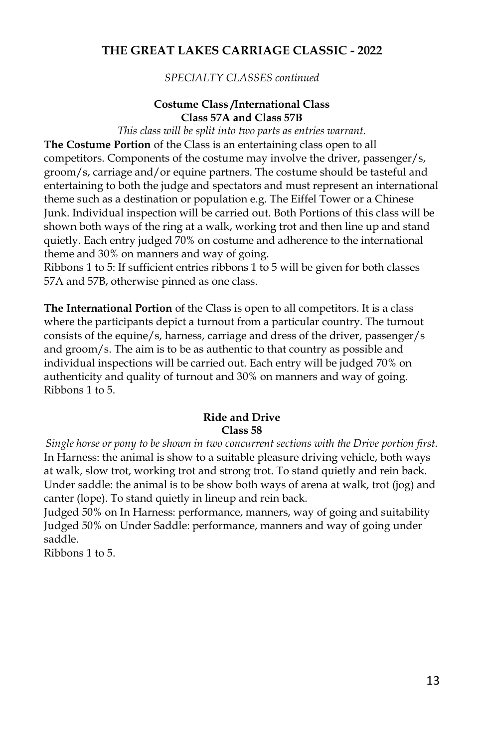# THE GREAT LAKES CARRIAGE CLASSIC - 2022

*SPECIALTY CLASSES continued*

### Costume Class /International Class
### Class 57A and Class 57B

*This class will be split into two parts as entries warrant.*

**The Costume Portion** of the Class is an entertaining class open to all competitors. Components of the costume may involve the driver, passenger/s, groom/s, carriage and/or equine partners. The costume should be tasteful and entertaining to both the judge and spectators and must represent an international theme such as a destination or population e.g. The Eiffel Tower or a Chinese Junk. Individual inspection will be carried out. Both Portions of this class will be shown both ways of the ring at a walk, working trot and then line up and stand quietly. Each entry judged 70% on costume and adherence to the international theme and 30% on manners and way of going.

Ribbons 1 to 5: If sufficient entries ribbons 1 to 5 will be given for both classes 57A and 57B, otherwise pinned as one class.

**The International Portion** of the Class is open to all competitors. It is a class where the participants depict a turnout from a particular country. The turnout consists of the equine/s, harness, carriage and dress of the driver, passenger/s and groom/s. The aim is to be as authentic to that country as possible and individual inspections will be carried out. Each entry will be judged 70% on authenticity and quality of turnout and 30% on manners and way of going. Ribbons 1 to 5.

### Ride and Drive
### Class 58

*Single horse or pony to be shown in two concurrent sections with the Drive portion first.*

In Harness: the animal is show to a suitable pleasure driving vehicle, both ways at walk, slow trot, working trot and strong trot. To stand quietly and rein back.

Under saddle: the animal is to be show both ways of arena at walk, trot (jog) and canter (lope). To stand quietly in lineup and rein back.

Judged 50% on In Harness: performance, manners, way of going and suitability

Judged 50% on Under Saddle: performance, manners and way of going under saddle.

Ribbons 1 to 5.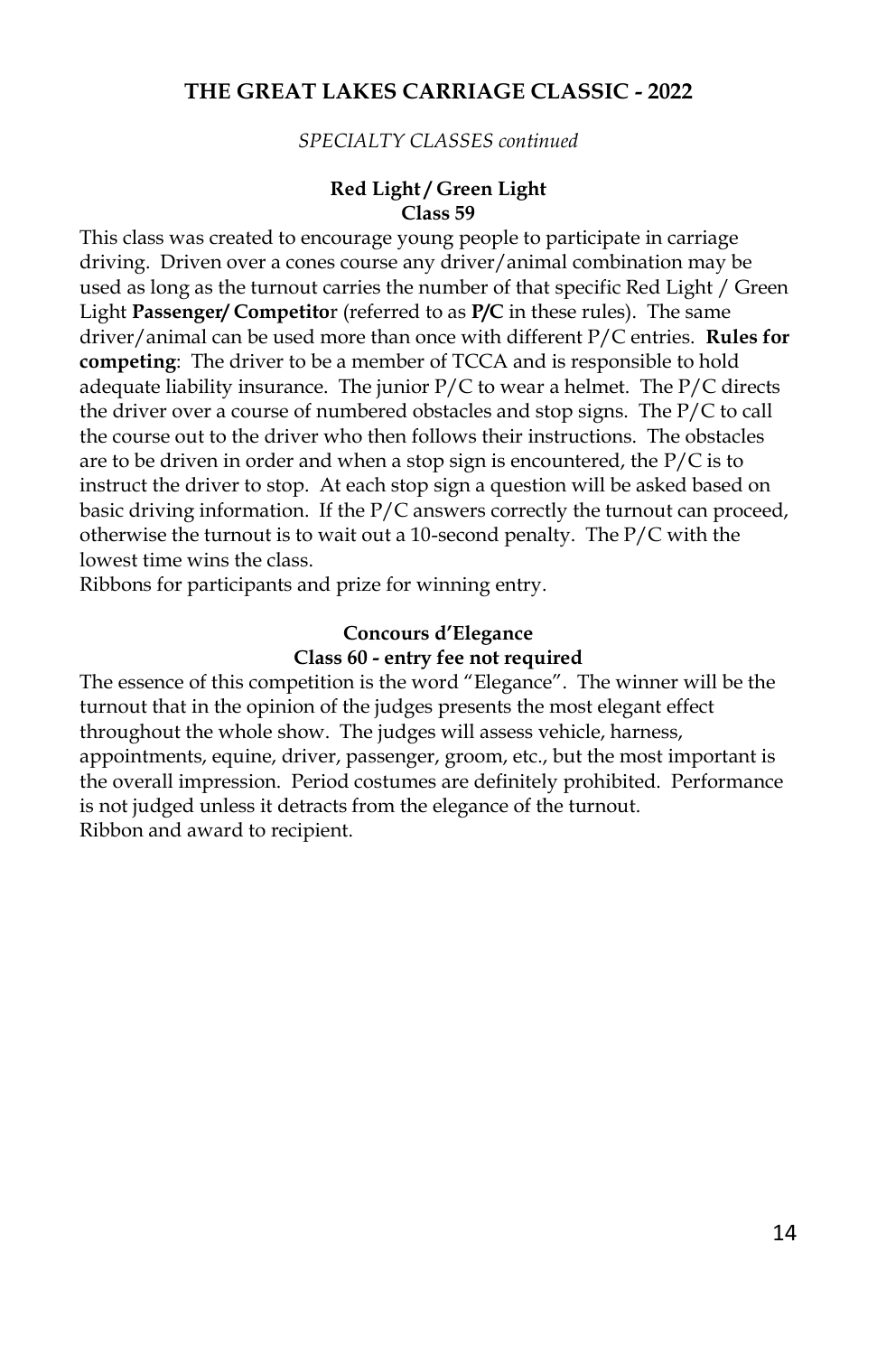*SPECIALTY CLASSES continued*

### Red Light / Green Light
### Class 59

This class was created to encourage young people to participate in carriage driving. Driven over a cones course any driver/animal combination may be used as long as the turnout carries the number of that specific Red Light / Green Light **Passenger/ Competitor** (referred to as **P/C** in these rules). The same driver/animal can be used more than once with different P/C entries. **Rules for competing**: The driver to be a member of TCCA and is responsible to hold adequate liability insurance. The junior P/C to wear a helmet. The P/C directs the driver over a course of numbered obstacles and stop signs. The P/C to call the course out to the driver who then follows their instructions. The obstacles are to be driven in order and when a stop sign is encountered, the P/C is to instruct the driver to stop. At each stop sign a question will be asked based on basic driving information. If the P/C answers correctly the turnout can proceed, otherwise the turnout is to wait out a 10-second penalty. The P/C with the lowest time wins the class.
Ribbons for participants and prize for winning entry.

### Concours d'Elegance
### Class 60 - entry fee not required

The essence of this competition is the word "Elegance". The winner will be the turnout that in the opinion of the judges presents the most elegant effect throughout the whole show. The judges will assess vehicle, harness, appointments, equine, driver, passenger, groom, etc., but the most important is the overall impression. Period costumes are definitely prohibited. Performance is not judged unless it detracts from the elegance of the turnout.
Ribbon and award to recipient.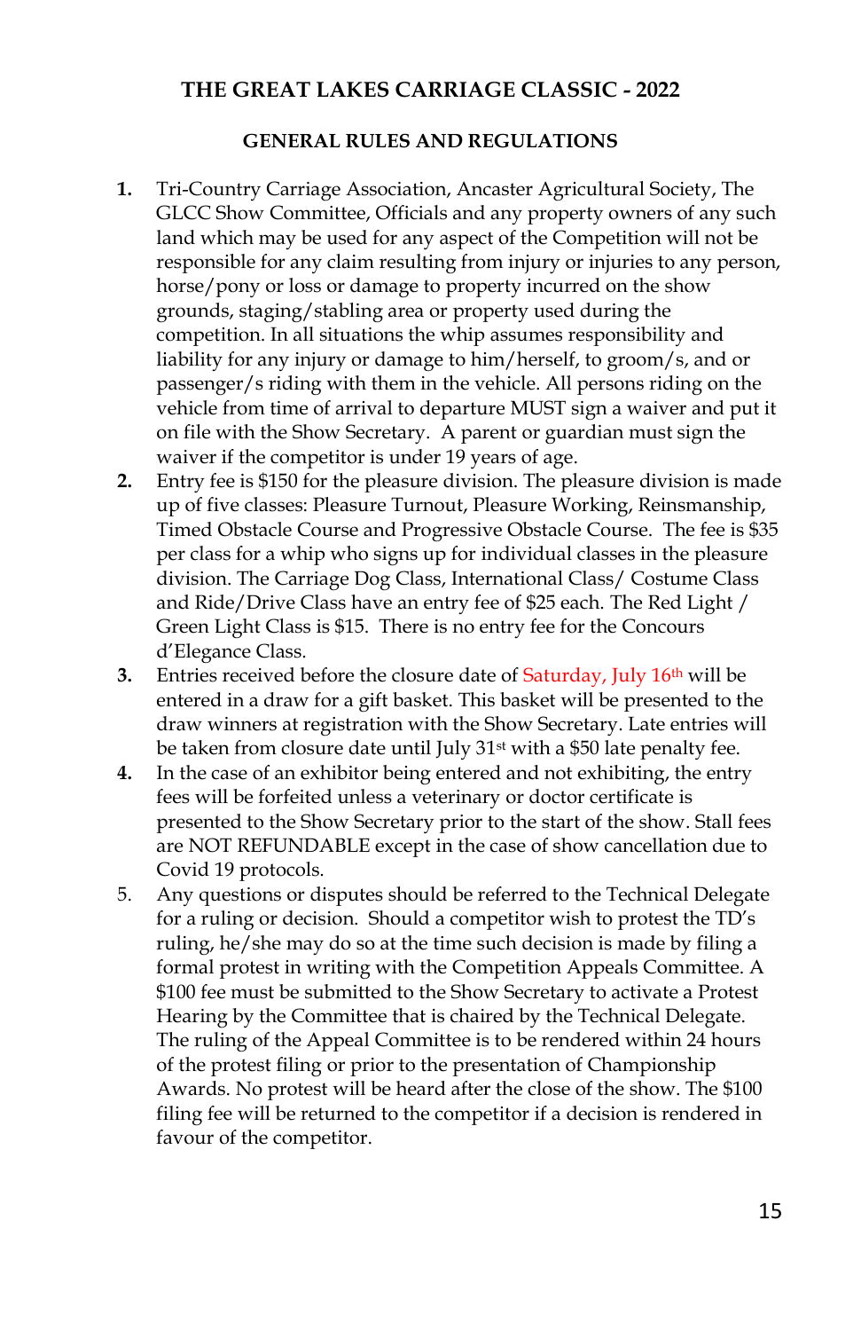## THE GREAT LAKES CARRIAGE CLASSIC - 2022

### GENERAL RULES AND REGULATIONS

1. Tri-Country Carriage Association, Ancaster Agricultural Society, The GLCC Show Committee, Officials and any property owners of any such land which may be used for any aspect of the Competition will not be responsible for any claim resulting from injury or injuries to any person, horse/pony or loss or damage to property incurred on the show grounds, staging/stabling area or property used during the competition. In all situations the whip assumes responsibility and liability for any injury or damage to him/herself, to groom/s, and or passenger/s riding with them in the vehicle. All persons riding on the vehicle from time of arrival to departure MUST sign a waiver and put it on file with the Show Secretary. A parent or guardian must sign the waiver if the competitor is under 19 years of age.
2. Entry fee is $150 for the pleasure division. The pleasure division is made up of five classes: Pleasure Turnout, Pleasure Working, Reinsmanship, Timed Obstacle Course and Progressive Obstacle Course. The fee is $35 per class for a whip who signs up for individual classes in the pleasure division. The Carriage Dog Class, International Class/ Costume Class and Ride/Drive Class have an entry fee of $25 each. The Red Light / Green Light Class is $15. There is no entry fee for the Concours d'Elegance Class.
3. Entries received before the closure date of Saturday, July 16th will be entered in a draw for a gift basket. This basket will be presented to the draw winners at registration with the Show Secretary. Late entries will be taken from closure date until July 31st with a $50 late penalty fee.
4. In the case of an exhibitor being entered and not exhibiting, the entry fees will be forfeited unless a veterinary or doctor certificate is presented to the Show Secretary prior to the start of the show. Stall fees are NOT REFUNDABLE except in the case of show cancellation due to Covid 19 protocols.
5. Any questions or disputes should be referred to the Technical Delegate for a ruling or decision. Should a competitor wish to protest the TD's ruling, he/she may do so at the time such decision is made by filing a formal protest in writing with the Competition Appeals Committee. A $100 fee must be submitted to the Show Secretary to activate a Protest Hearing by the Committee that is chaired by the Technical Delegate. The ruling of the Appeal Committee is to be rendered within 24 hours of the protest filing or prior to the presentation of Championship Awards. No protest will be heard after the close of the show. The $100 filing fee will be returned to the competitor if a decision is rendered in favour of the competitor.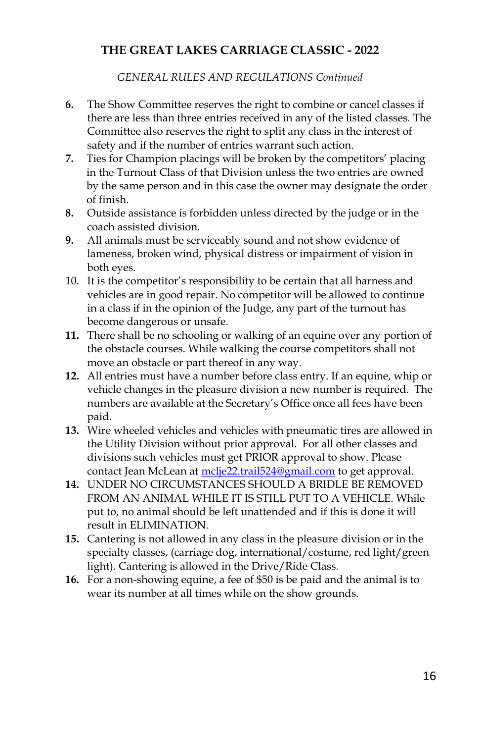# THE GREAT LAKES CARRIAGE CLASSIC - 2022

*GENERAL RULES AND REGULATIONS Continued*

6. The Show Committee reserves the right to combine or cancel classes if there are less than three entries received in any of the listed classes. The Committee also reserves the right to split any class in the interest of safety and if the number of entries warrant such action.
7. Ties for Champion placings will be broken by the competitors' placing in the Turnout Class of that Division unless the two entries are owned by the same person and in this case the owner may designate the order of finish.
8. Outside assistance is forbidden unless directed by the judge or in the coach assisted division.
9. All animals must be serviceably sound and not show evidence of lameness, broken wind, physical distress or impairment of vision in both eyes.
10. It is the competitor's responsibility to be certain that all harness and vehicles are in good repair. No competitor will be allowed to continue in a class if in the opinion of the Judge, any part of the turnout has become dangerous or unsafe.
11. There shall be no schooling or walking of an equine over any portion of the obstacle courses. While walking the course competitors shall not move an obstacle or part thereof in any way.
12. All entries must have a number before class entry. If an equine, whip or vehicle changes in the pleasure division a new number is required. The numbers are available at the Secretary's Office once all fees have been paid.
13. Wire wheeled vehicles and vehicles with pneumatic tires are allowed in the Utility Division without prior approval. For all other classes and divisions such vehicles must get PRIOR approval to show. Please contact Jean McLean at mclje22.trail524@gmail.com to get approval.
14. UNDER NO CIRCUMSTANCES SHOULD A BRIDLE BE REMOVED FROM AN ANIMAL WHILE IT IS STILL PUT TO A VEHICLE. While put to, no animal should be left unattended and if this is done it will result in ELIMINATION.
15. Cantering is not allowed in any class in the pleasure division or in the specialty classes, (carriage dog, international/costume, red light/green light). Cantering is allowed in the Drive/Ride Class.
16. For a non-showing equine, a fee of $50 is be paid and the animal is to wear its number at all times while on the show grounds.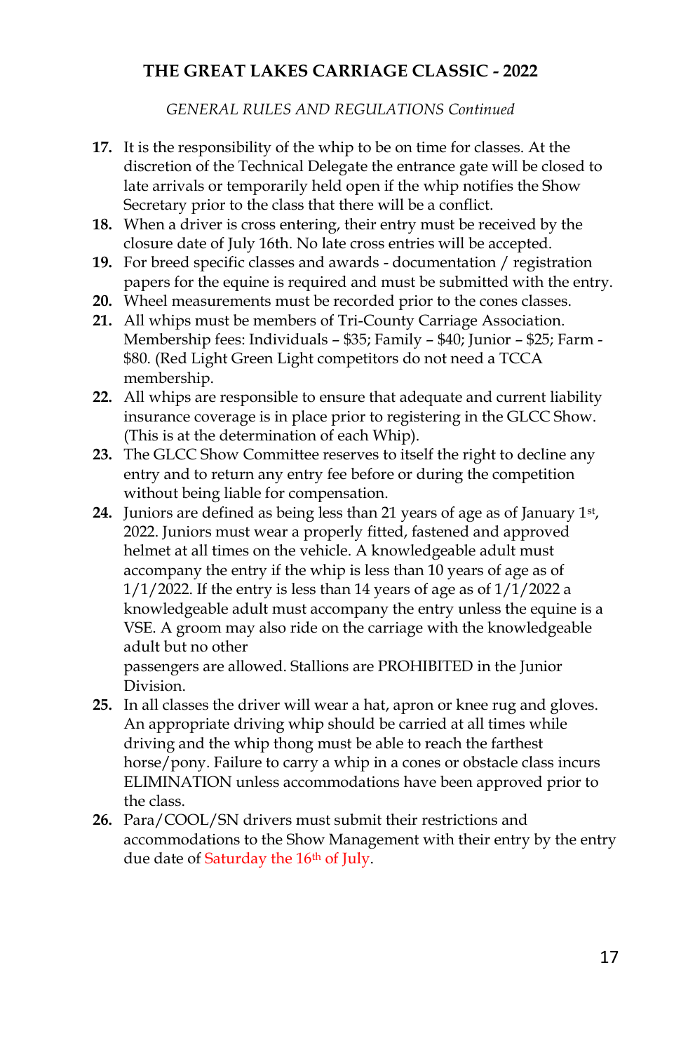**THE GREAT LAKES CARRIAGE CLASSIC - 2022**

*GENERAL RULES AND REGULATIONS Continued*

17. It is the responsibility of the whip to be on time for classes. At the discretion of the Technical Delegate the entrance gate will be closed to late arrivals or temporarily held open if the whip notifies the Show Secretary prior to the class that there will be a conflict.
18. When a driver is cross entering, their entry must be received by the closure date of July 16th. No late cross entries will be accepted.
19. For breed specific classes and awards - documentation / registration papers for the equine is required and must be submitted with the entry.
20. Wheel measurements must be recorded prior to the cones classes.
21. All whips must be members of Tri-County Carriage Association. Membership fees: Individuals – $35; Family – $40; Junior – $25; Farm - $80. (Red Light Green Light competitors do not need a TCCA membership.
22. All whips are responsible to ensure that adequate and current liability insurance coverage is in place prior to registering in the GLCC Show. (This is at the determination of each Whip).
23. The GLCC Show Committee reserves to itself the right to decline any entry and to return any entry fee before or during the competition without being liable for compensation.
24. Juniors are defined as being less than 21 years of age as of January 1st, 2022. Juniors must wear a properly fitted, fastened and approved helmet at all times on the vehicle. A knowledgeable adult must accompany the entry if the whip is less than 10 years of age as of 1/1/2022. If the entry is less than 14 years of age as of 1/1/2022 a knowledgeable adult must accompany the entry unless the equine is a VSE. A groom may also ride on the carriage with the knowledgeable adult but no other passengers are allowed. Stallions are PROHIBITED in the Junior Division.
25. In all classes the driver will wear a hat, apron or knee rug and gloves. An appropriate driving whip should be carried at all times while driving and the whip thong must be able to reach the farthest horse/pony. Failure to carry a whip in a cones or obstacle class incurs ELIMINATION unless accommodations have been approved prior to the class.
26. Para/COOL/SN drivers must submit their restrictions and accommodations to the Show Management with their entry by the entry due date of Saturday the 16th of July.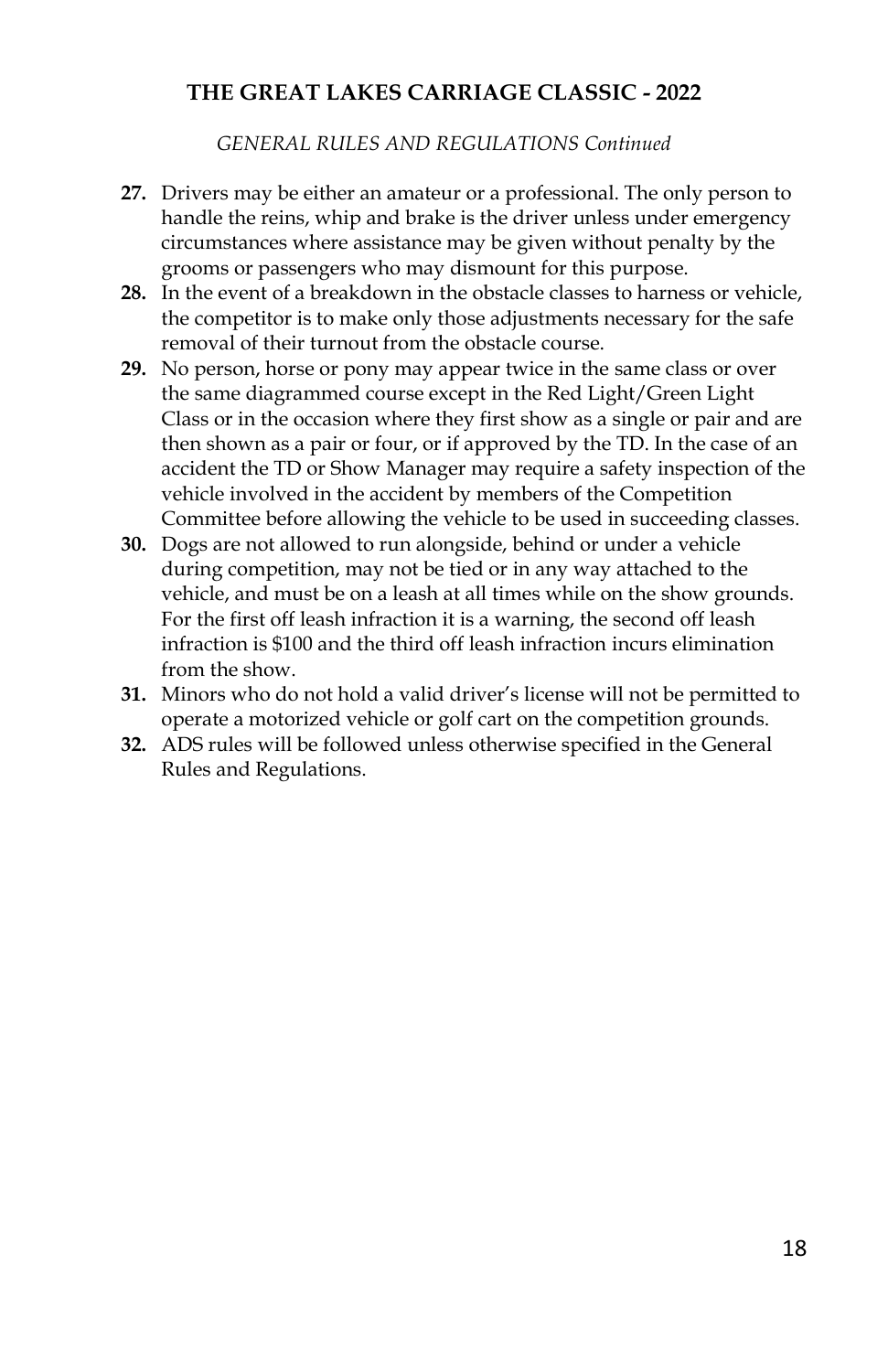# THE GREAT LAKES CARRIAGE CLASSIC - 2022

*GENERAL RULES AND REGULATIONS Continued*

**27.** Drivers may be either an amateur or a professional. The only person to handle the reins, whip and brake is the driver unless under emergency circumstances where assistance may be given without penalty by the grooms or passengers who may dismount for this purpose.

**28.** In the event of a breakdown in the obstacle classes to harness or vehicle, the competitor is to make only those adjustments necessary for the safe removal of their turnout from the obstacle course.

**29.** No person, horse or pony may appear twice in the same class or over the same diagrammed course except in the Red Light/Green Light Class or in the occasion where they first show as a single or pair and are then shown as a pair or four, or if approved by the TD. In the case of an accident the TD or Show Manager may require a safety inspection of the vehicle involved in the accident by members of the Competition Committee before allowing the vehicle to be used in succeeding classes.

**30.** Dogs are not allowed to run alongside, behind or under a vehicle during competition, may not be tied or in any way attached to the vehicle, and must be on a leash at all times while on the show grounds. For the first off leash infraction it is a warning, the second off leash infraction is $100 and the third off leash infraction incurs elimination from the show.

**31.** Minors who do not hold a valid driver's license will not be permitted to operate a motorized vehicle or golf cart on the competition grounds.

**32.** ADS rules will be followed unless otherwise specified in the General Rules and Regulations.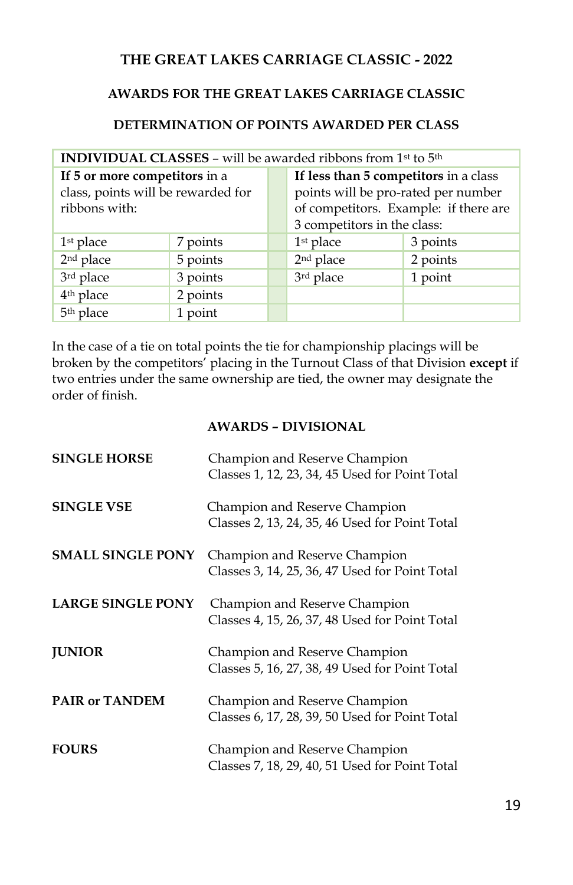## THE GREAT LAKES CARRIAGE CLASSIC - 2022

### AWARDS FOR THE GREAT LAKES CARRIAGE CLASSIC

### DETERMINATION OF POINTS AWARDED PER CLASS

| **INDIVIDUAL CLASSES** – will be awarded ribbons from 1st to 5th | | | | |
|---|---|---|---|---|
| **If 5 or more competitors** in a class, points will be rewarded for ribbons with: | | | **If less than 5 competitors** in a class points will be pro-rated per number of competitors. Example: if there are 3 competitors in the class: | |
| 1st place | 7 points | | 1st place | 3 points |
| 2nd place | 5 points | | 2nd place | 2 points |
| 3rd place | 3 points | | 3rd place | 1 point |
| 4th place | 2 points | | | |
| 5th place | 1 point | | | |

In the case of a tie on total points the tie for championship placings will be broken by the competitors' placing in the Turnout Class of that Division **except** if two entries under the same ownership are tied, the owner may designate the order of finish.

### AWARDS – DIVISIONAL

**SINGLE HORSE** — Champion and Reserve Champion
Classes 1, 12, 23, 34, 45 Used for Point Total

**SINGLE VSE** — Champion and Reserve Champion
Classes 2, 13, 24, 35, 46 Used for Point Total

**SMALL SINGLE PONY** — Champion and Reserve Champion
Classes 3, 14, 25, 36, 47 Used for Point Total

**LARGE SINGLE PONY** — Champion and Reserve Champion
Classes 4, 15, 26, 37, 48 Used for Point Total

**JUNIOR** — Champion and Reserve Champion
Classes 5, 16, 27, 38, 49 Used for Point Total

**PAIR or TANDEM** — Champion and Reserve Champion
Classes 6, 17, 28, 39, 50 Used for Point Total

**FOURS** — Champion and Reserve Champion
Classes 7, 18, 29, 40, 51 Used for Point Total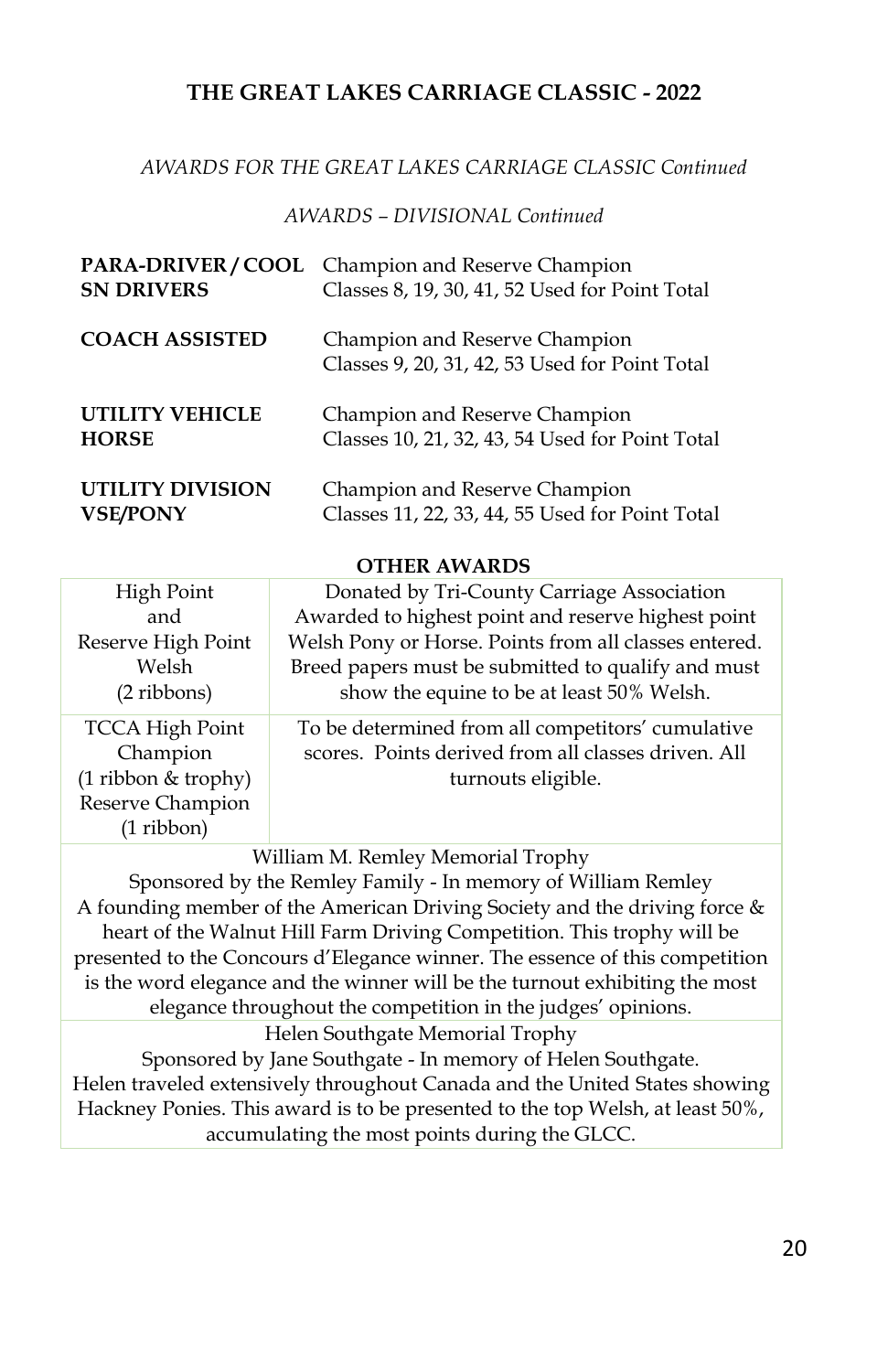## THE GREAT LAKES CARRIAGE CLASSIC - 2022

*AWARDS FOR THE GREAT LAKES CARRIAGE CLASSIC Continued*

*AWARDS – DIVISIONAL Continued*

| | |
|---|---|
| **PARA-DRIVER / COOL SN DRIVERS** | Champion and Reserve Champion<br>Classes 8, 19, 30, 41, 52 Used for Point Total |
| **COACH ASSISTED** | Champion and Reserve Champion<br>Classes 9, 20, 31, 42, 53 Used for Point Total |
| **UTILITY VEHICLE HORSE** | Champion and Reserve Champion<br>Classes 10, 21, 32, 43, 54 Used for Point Total |
| **UTILITY DIVISION VSE/PONY** | Champion and Reserve Champion<br>Classes 11, 22, 33, 44, 55 Used for Point Total |

**OTHER AWARDS**

| | |
|---|---|
| High Point and Reserve High Point Welsh (2 ribbons) | Donated by Tri-County Carriage Association Awarded to highest point and reserve highest point Welsh Pony or Horse. Points from all classes entered. Breed papers must be submitted to qualify and must show the equine to be at least 50% Welsh. |
| TCCA High Point Champion (1 ribbon & trophy) Reserve Champion (1 ribbon) | To be determined from all competitors' cumulative scores. Points derived from all classes driven. All turnouts eligible. |

William M. Remley Memorial Trophy
Sponsored by the Remley Family - In memory of William Remley
A founding member of the American Driving Society and the driving force & heart of the Walnut Hill Farm Driving Competition. This trophy will be presented to the Concours d'Elegance winner. The essence of this competition is the word elegance and the winner will be the turnout exhibiting the most elegance throughout the competition in the judges' opinions.

Helen Southgate Memorial Trophy
Sponsored by Jane Southgate - In memory of Helen Southgate.
Helen traveled extensively throughout Canada and the United States showing Hackney Ponies. This award is to be presented to the top Welsh, at least 50%, accumulating the most points during the GLCC.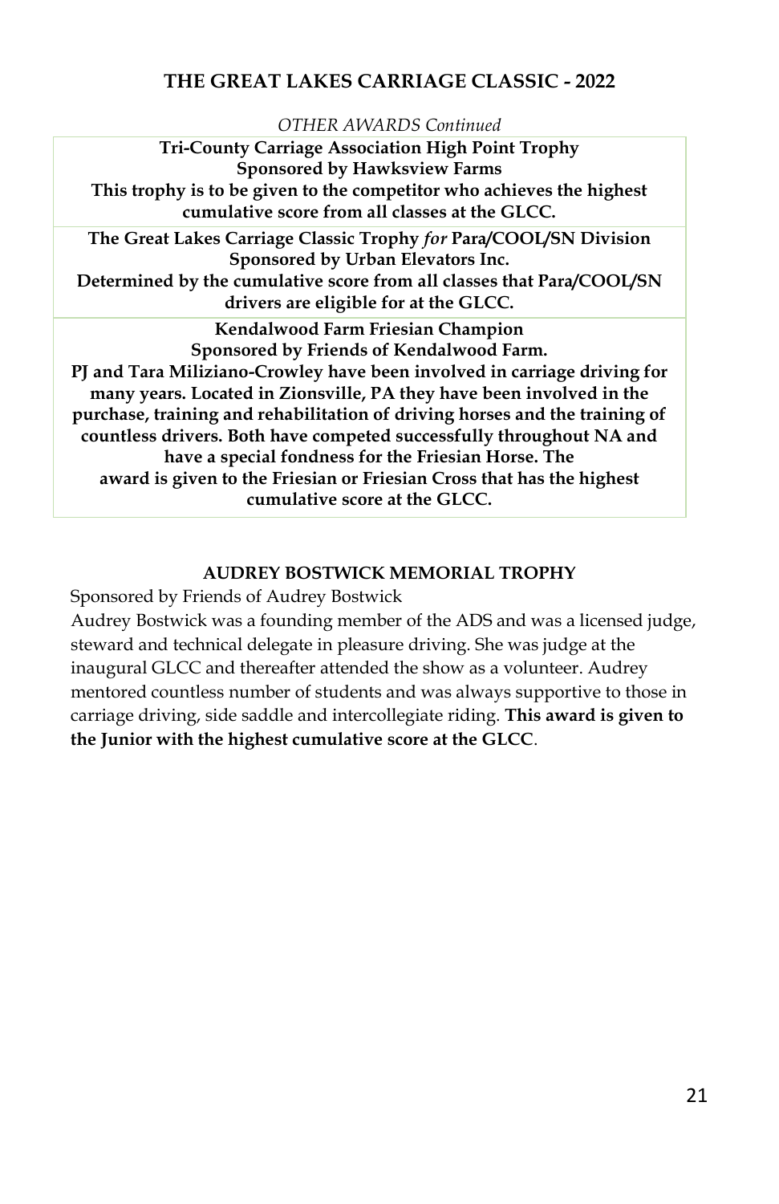## THE GREAT LAKES CARRIAGE CLASSIC - 2022

*OTHER AWARDS Continued*

**Tri-County Carriage Association High Point Trophy**
**Sponsored by Hawksview Farms**
**This trophy is to be given to the competitor who achieves the highest cumulative score from all classes at the GLCC.**

**The Great Lakes Carriage Classic Trophy *for* Para/COOL/SN Division**
**Sponsored by Urban Elevators Inc.**
**Determined by the cumulative score from all classes that Para/COOL/SN drivers are eligible for at the GLCC.**

**Kendalwood Farm Friesian Champion**
**Sponsored by Friends of Kendalwood Farm.**
**PJ and Tara Miliziano-Crowley have been involved in carriage driving for many years. Located in Zionsville, PA they have been involved in the purchase, training and rehabilitation of driving horses and the training of countless drivers. Both have competed successfully throughout NA and have a special fondness for the Friesian Horse. The award is given to the Friesian or Friesian Cross that has the highest cumulative score at the GLCC.**

### AUDREY BOSTWICK MEMORIAL TROPHY

Sponsored by Friends of Audrey Bostwick

Audrey Bostwick was a founding member of the ADS and was a licensed judge, steward and technical delegate in pleasure driving. She was judge at the inaugural GLCC and thereafter attended the show as a volunteer. Audrey mentored countless number of students and was always supportive to those in carriage driving, side saddle and intercollegiate riding. **This award is given to the Junior with the highest cumulative score at the GLCC**.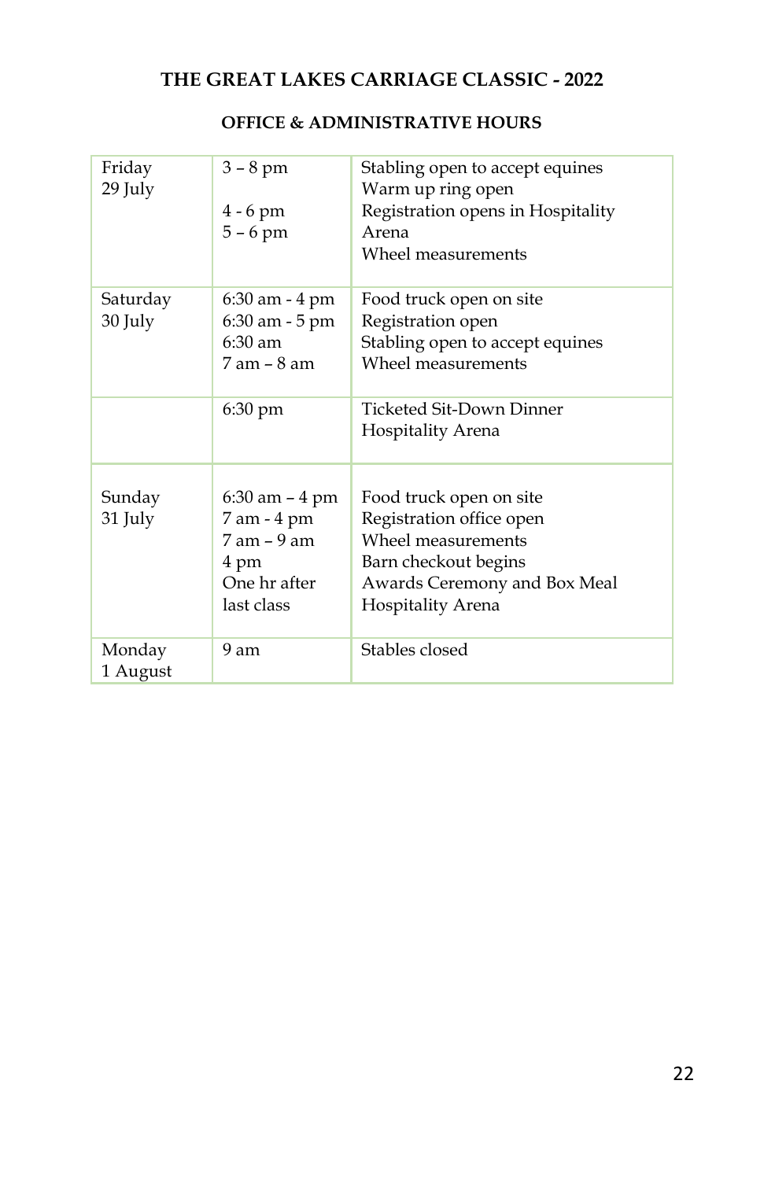# THE GREAT LAKES CARRIAGE CLASSIC - 2022

## OFFICE & ADMINISTRATIVE HOURS

| | | |
|---|---|---|
| Friday 29 July | 3 – 8 pm<br><br>4 - 6 pm<br>5 – 6 pm | Stabling open to accept equines<br>Warm up ring open<br>Registration opens in Hospitality Arena<br>Wheel measurements |
| Saturday 30 July | 6:30 am - 4 pm<br>6:30 am - 5 pm<br>6:30 am<br>7 am – 8 am | Food truck open on site<br>Registration open<br>Stabling open to accept equines<br>Wheel measurements |
| | 6:30 pm | Ticketed Sit-Down Dinner<br>Hospitality Arena |
| Sunday 31 July | 6:30 am – 4 pm<br>7 am - 4 pm<br>7 am – 9 am<br>4 pm<br>One hr after last class | Food truck open on site<br>Registration office open<br>Wheel measurements<br>Barn checkout begins<br>Awards Ceremony and Box Meal Hospitality Arena |
| Monday 1 August | 9 am | Stables closed |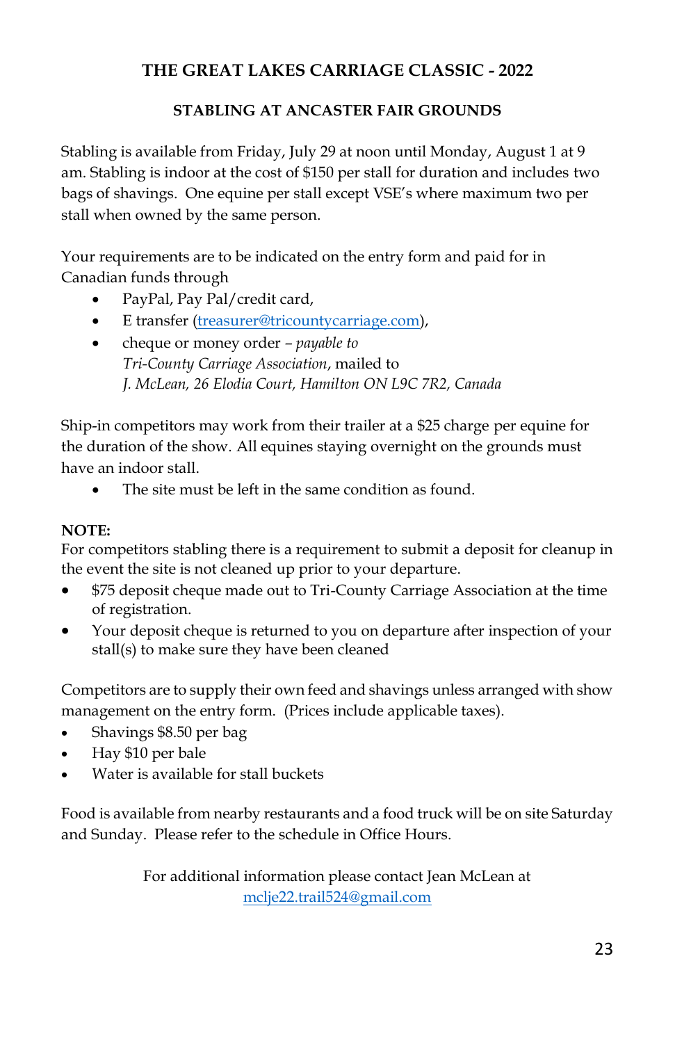# THE GREAT LAKES CARRIAGE CLASSIC - 2022

## STABLING AT ANCASTER FAIR GROUNDS

Stabling is available from Friday, July 29 at noon until Monday, August 1 at 9 am. Stabling is indoor at the cost of $150 per stall for duration and includes two bags of shavings. One equine per stall except VSE's where maximum two per stall when owned by the same person.

Your requirements are to be indicated on the entry form and paid for in Canadian funds through

- PayPal, Pay Pal/credit card,
- E transfer (treasurer@tricountycarriage.com),
- cheque or money order – *payable to Tri-County Carriage Association*, mailed to *J. McLean, 26 Elodia Court, Hamilton ON L9C 7R2, Canada*

Ship-in competitors may work from their trailer at a $25 charge per equine for the duration of the show. All equines staying overnight on the grounds must have an indoor stall.

- The site must be left in the same condition as found.

**NOTE:**
For competitors stabling there is a requirement to submit a deposit for cleanup in the event the site is not cleaned up prior to your departure.

- $75 deposit cheque made out to Tri-County Carriage Association at the time of registration.
- Your deposit cheque is returned to you on departure after inspection of your stall(s) to make sure they have been cleaned

Competitors are to supply their own feed and shavings unless arranged with show management on the entry form. (Prices include applicable taxes).

- Shavings $8.50 per bag
- Hay $10 per bale
- Water is available for stall buckets

Food is available from nearby restaurants and a food truck will be on site Saturday and Sunday. Please refer to the schedule in Office Hours.

For additional information please contact Jean McLean at mclje22.trail524@gmail.com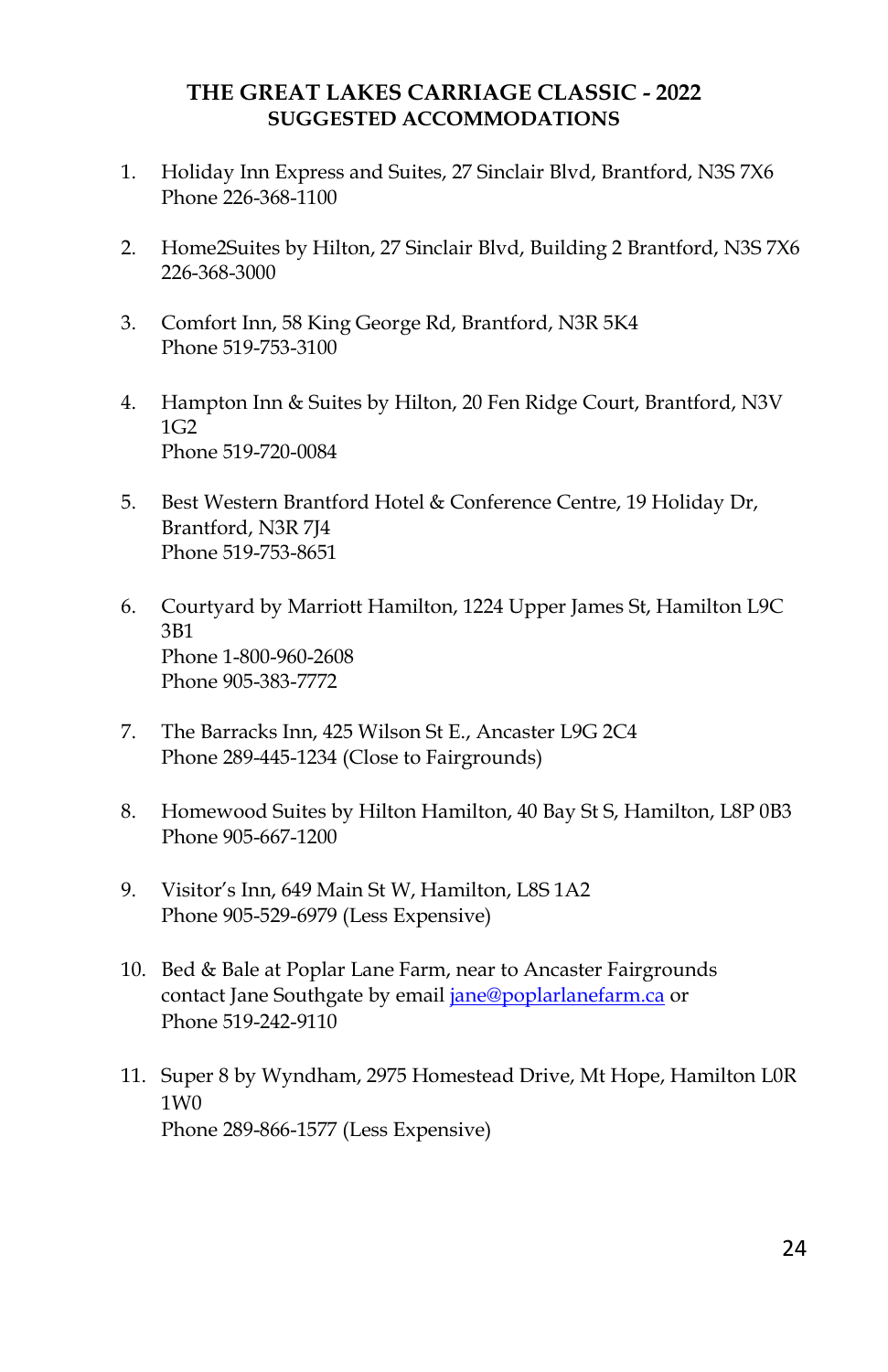# THE GREAT LAKES CARRIAGE CLASSIC - 2022

## SUGGESTED ACCOMMODATIONS

1. Holiday Inn Express and Suites, 27 Sinclair Blvd, Brantford, N3S 7X6
   Phone 226-368-1100

2. Home2Suites by Hilton, 27 Sinclair Blvd, Building 2 Brantford, N3S 7X6
   226-368-3000

3. Comfort Inn, 58 King George Rd, Brantford, N3R 5K4
   Phone 519-753-3100

4. Hampton Inn & Suites by Hilton, 20 Fen Ridge Court, Brantford, N3V 1G2
   Phone 519-720-0084

5. Best Western Brantford Hotel & Conference Centre, 19 Holiday Dr, Brantford, N3R 7J4
   Phone 519-753-8651

6. Courtyard by Marriott Hamilton, 1224 Upper James St, Hamilton L9C 3B1
   Phone 1-800-960-2608
   Phone 905-383-7772

7. The Barracks Inn, 425 Wilson St E., Ancaster L9G 2C4
   Phone 289-445-1234 (Close to Fairgrounds)

8. Homewood Suites by Hilton Hamilton, 40 Bay St S, Hamilton, L8P 0B3
   Phone 905-667-1200

9. Visitor's Inn, 649 Main St W, Hamilton, L8S 1A2
   Phone 905-529-6979 (Less Expensive)

10. Bed & Bale at Poplar Lane Farm, near to Ancaster Fairgrounds
    contact Jane Southgate by email jane@poplarlanefarm.ca or
    Phone 519-242-9110

11. Super 8 by Wyndham, 2975 Homestead Drive, Mt Hope, Hamilton L0R 1W0
    Phone 289-866-1577 (Less Expensive)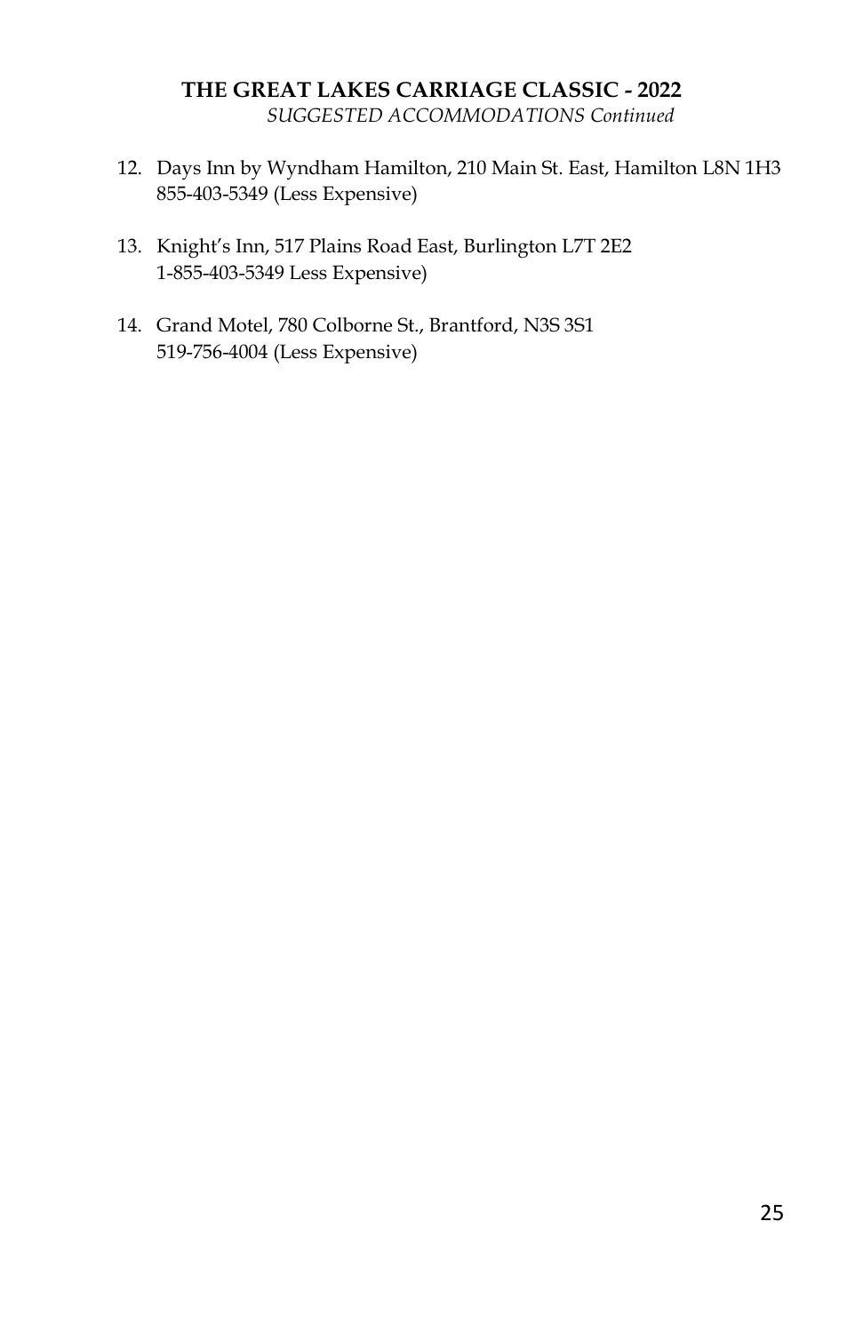**THE GREAT LAKES CARRIAGE CLASSIC - 2022**

*SUGGESTED ACCOMMODATIONS Continued*

12. Days Inn by Wyndham Hamilton, 210 Main St. East, Hamilton L8N 1H3
    855-403-5349 (Less Expensive)

13. Knight's Inn, 517 Plains Road East, Burlington L7T 2E2
    1-855-403-5349 Less Expensive)

14. Grand Motel, 780 Colborne St., Brantford, N3S 3S1
    519-756-4004 (Less Expensive)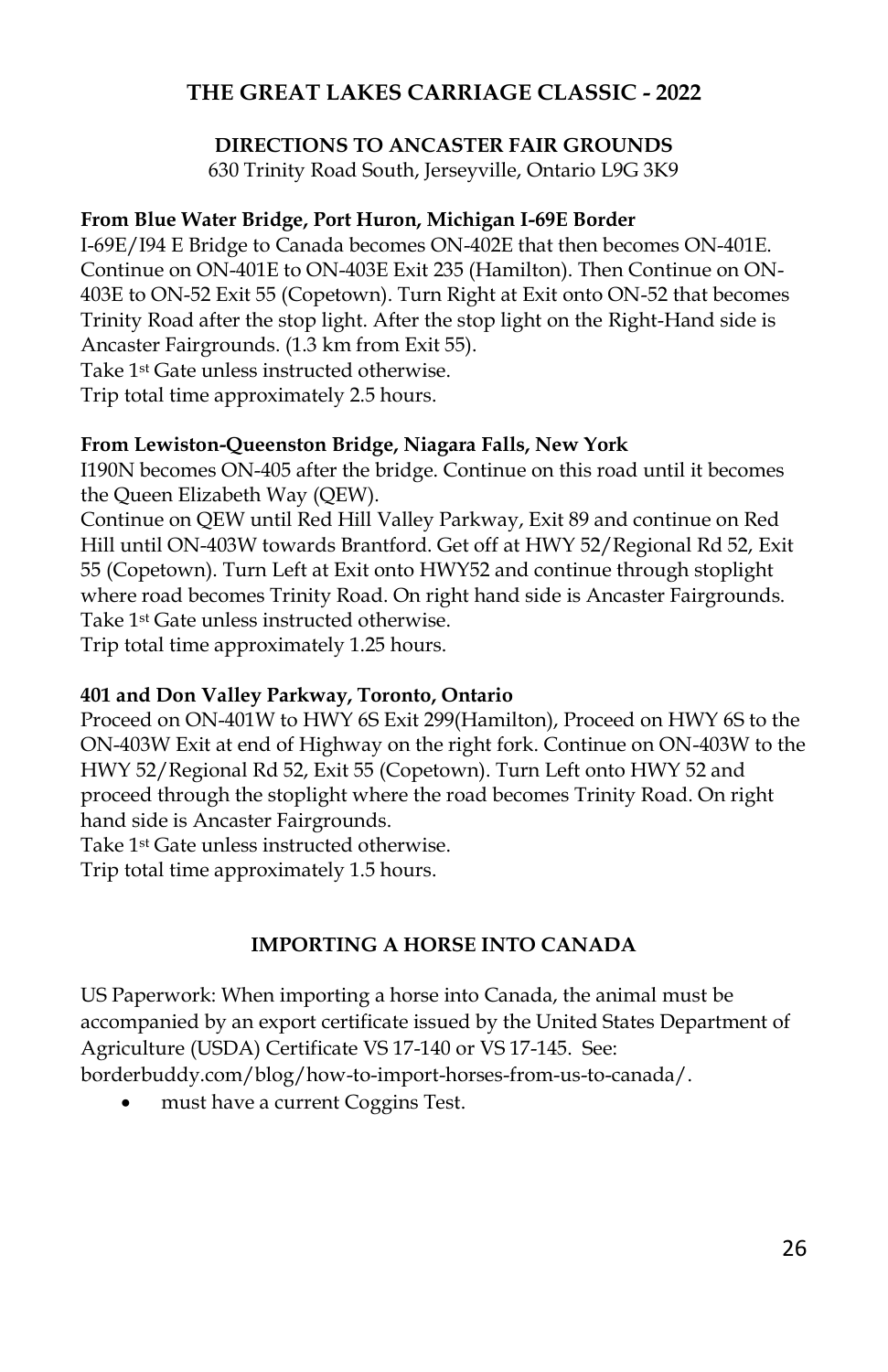## THE GREAT LAKES CARRIAGE CLASSIC - 2022

### DIRECTIONS TO ANCASTER FAIR GROUNDS

630 Trinity Road South, Jerseyville, Ontario L9G 3K9

**From Blue Water Bridge, Port Huron, Michigan I-69E Border**

I-69E/I94 E Bridge to Canada becomes ON-402E that then becomes ON-401E. Continue on ON-401E to ON-403E Exit 235 (Hamilton). Then Continue on ON-403E to ON-52 Exit 55 (Copetown). Turn Right at Exit onto ON-52 that becomes Trinity Road after the stop light. After the stop light on the Right-Hand side is Ancaster Fairgrounds. (1.3 km from Exit 55).
Take 1st Gate unless instructed otherwise.
Trip total time approximately 2.5 hours.

**From Lewiston-Queenston Bridge, Niagara Falls, New York**

I190N becomes ON-405 after the bridge. Continue on this road until it becomes the Queen Elizabeth Way (QEW).
Continue on QEW until Red Hill Valley Parkway, Exit 89 and continue on Red Hill until ON-403W towards Brantford. Get off at HWY 52/Regional Rd 52, Exit 55 (Copetown). Turn Left at Exit onto HWY52 and continue through stoplight where road becomes Trinity Road. On right hand side is Ancaster Fairgrounds.
Take 1st Gate unless instructed otherwise.
Trip total time approximately 1.25 hours.

**401 and Don Valley Parkway, Toronto, Ontario**

Proceed on ON-401W to HWY 6S Exit 299(Hamilton), Proceed on HWY 6S to the ON-403W Exit at end of Highway on the right fork. Continue on ON-403W to the HWY 52/Regional Rd 52, Exit 55 (Copetown). Turn Left onto HWY 52 and proceed through the stoplight where the road becomes Trinity Road. On right hand side is Ancaster Fairgrounds.
Take 1st Gate unless instructed otherwise.
Trip total time approximately 1.5 hours.

### IMPORTING A HORSE INTO CANADA

US Paperwork: When importing a horse into Canada, the animal must be accompanied by an export certificate issued by the United States Department of Agriculture (USDA) Certificate VS 17-140 or VS 17-145. See: borderbuddy.com/blog/how-to-import-horses-from-us-to-canada/.

- must have a current Coggins Test.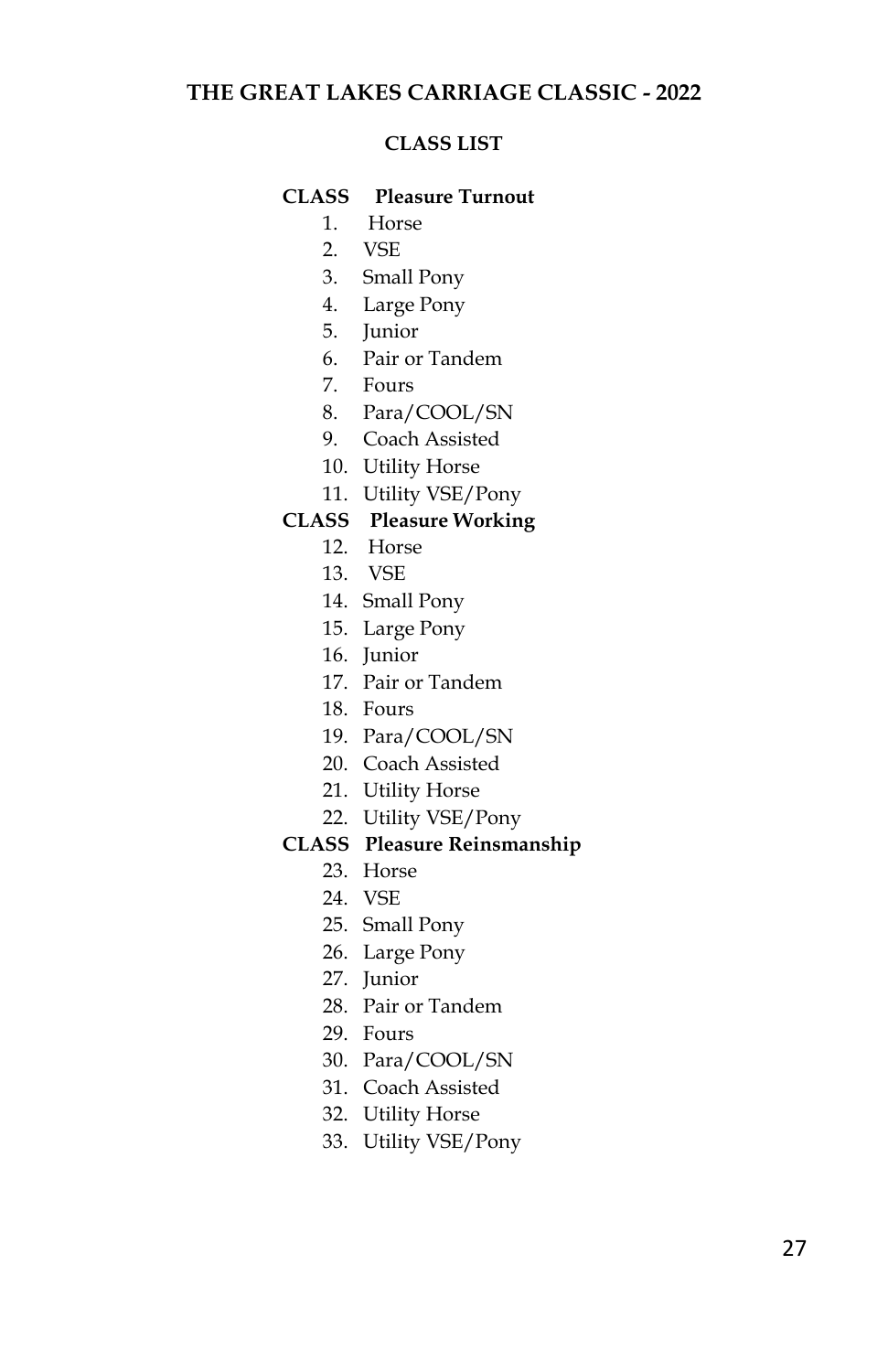# THE GREAT LAKES CARRIAGE CLASSIC - 2022

## CLASS LIST

**CLASS Pleasure Turnout**

1. Horse
2. VSE
3. Small Pony
4. Large Pony
5. Junior
6. Pair or Tandem
7. Fours
8. Para/COOL/SN
9. Coach Assisted
10. Utility Horse
11. Utility VSE/Pony

**CLASS Pleasure Working**

12. Horse
13. VSE
14. Small Pony
15. Large Pony
16. Junior
17. Pair or Tandem
18. Fours
19. Para/COOL/SN
20. Coach Assisted
21. Utility Horse
22. Utility VSE/Pony

**CLASS Pleasure Reinsmanship**

23. Horse
24. VSE
25. Small Pony
26. Large Pony
27. Junior
28. Pair or Tandem
29. Fours
30. Para/COOL/SN
31. Coach Assisted
32. Utility Horse
33. Utility VSE/Pony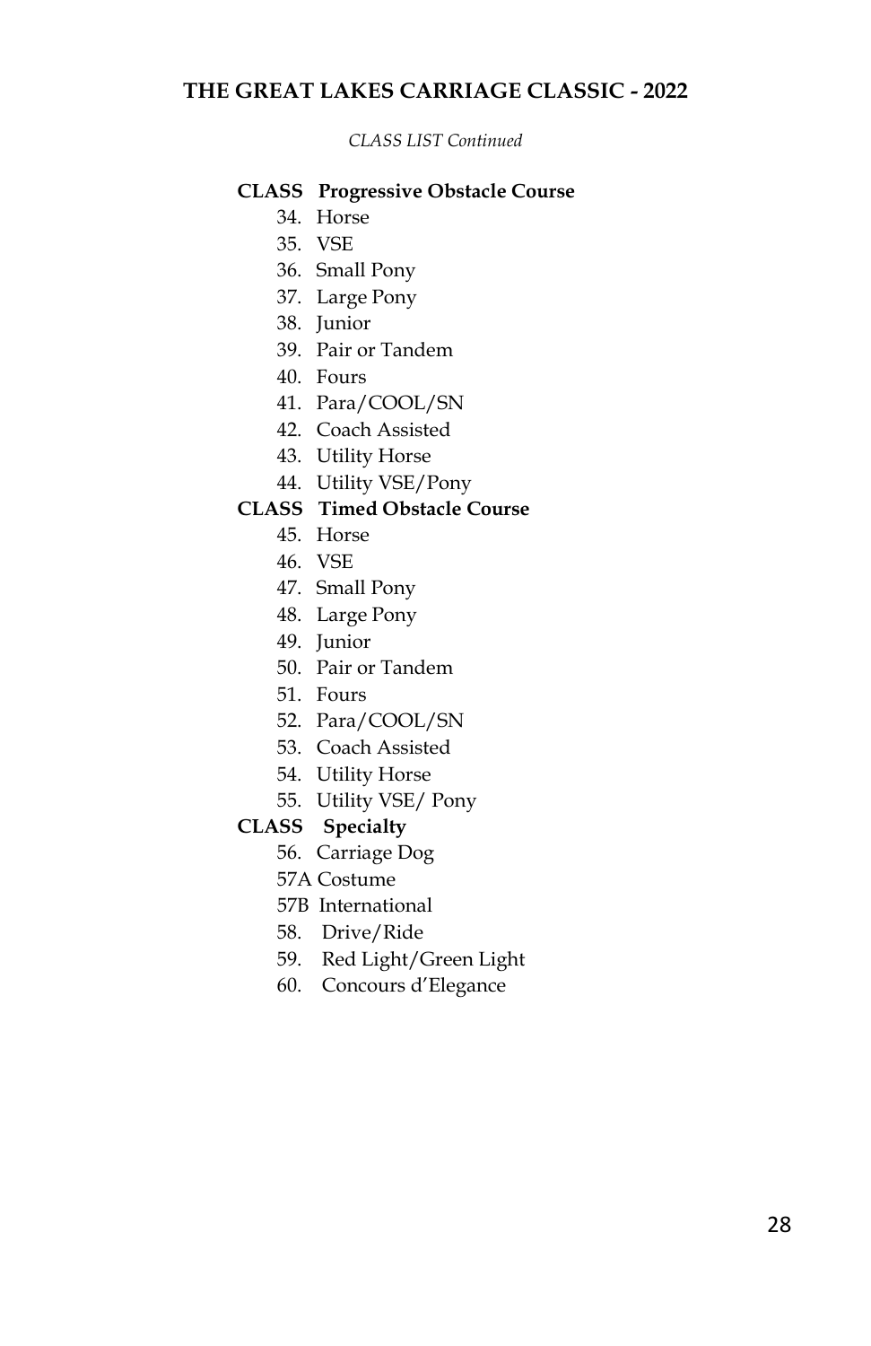# THE GREAT LAKES CARRIAGE CLASSIC - 2022

*CLASS LIST Continued*

**CLASS Progressive Obstacle Course**

34. Horse
35. VSE
36. Small Pony
37. Large Pony
38. Junior
39. Pair or Tandem
40. Fours
41. Para/COOL/SN
42. Coach Assisted
43. Utility Horse
44. Utility VSE/Pony

**CLASS Timed Obstacle Course**

45. Horse
46. VSE
47. Small Pony
48. Large Pony
49. Junior
50. Pair or Tandem
51. Fours
52. Para/COOL/SN
53. Coach Assisted
54. Utility Horse
55. Utility VSE/ Pony

**CLASS Specialty**

56. Carriage Dog

57A Costume

57B International

58. Drive/Ride
59. Red Light/Green Light
60. Concours d'Elegance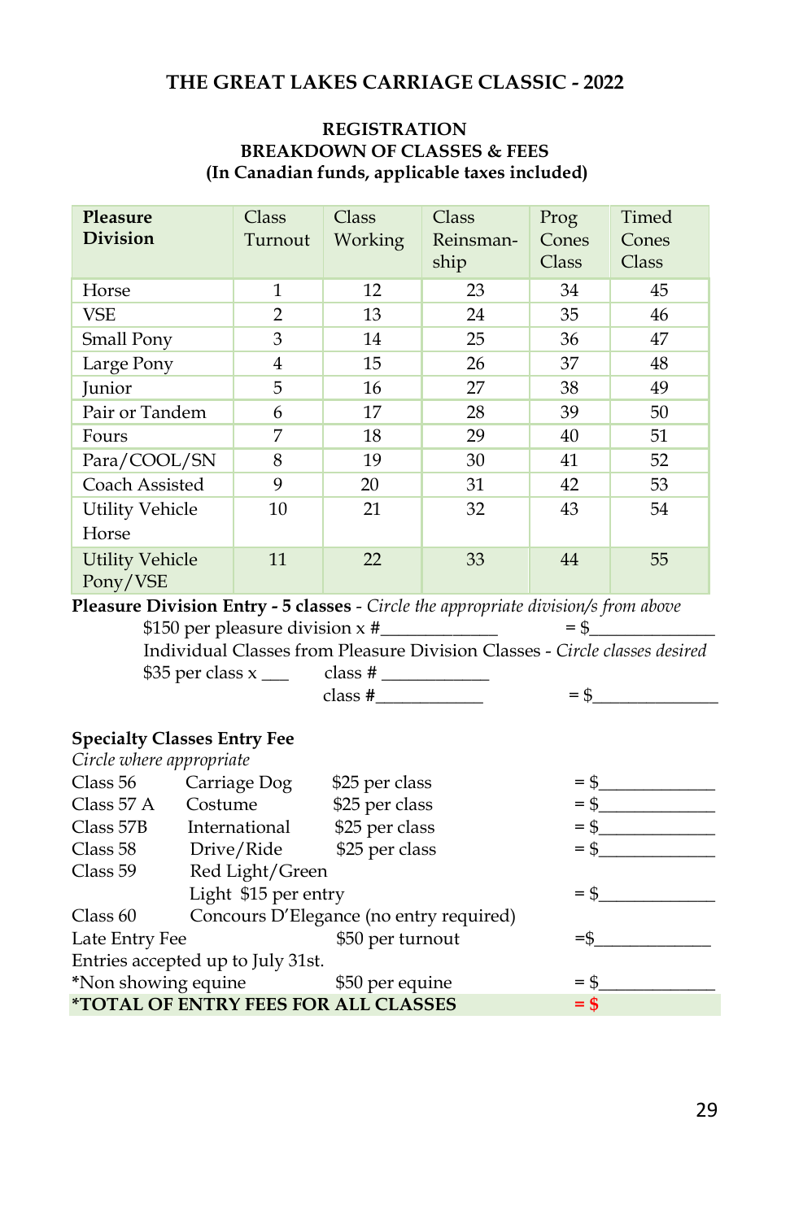# THE GREAT LAKES CARRIAGE CLASSIC - 2022

## REGISTRATION
## BREAKDOWN OF CLASSES & FEES
## (In Canadian funds, applicable taxes included)

| **Pleasure Division** | Class Turnout | Class Working | Class Reinsman-ship | Prog Cones Class | Timed Cones Class |
|---|---|---|---|---|---|
| Horse | 1 | 12 | 23 | 34 | 45 |
| VSE | 2 | 13 | 24 | 35 | 46 |
| Small Pony | 3 | 14 | 25 | 36 | 47 |
| Large Pony | 4 | 15 | 26 | 37 | 48 |
| Junior | 5 | 16 | 27 | 38 | 49 |
| Pair or Tandem | 6 | 17 | 28 | 39 | 50 |
| Fours | 7 | 18 | 29 | 40 | 51 |
| Para/COOL/SN | 8 | 19 | 30 | 41 | 52 |
| Coach Assisted | 9 | 20 | 31 | 42 | 53 |
| Utility Vehicle Horse | 10 | 21 | 32 | 43 | 54 |
| Utility Vehicle Pony/VSE | 11 | 22 | 33 | 44 | 55 |

**Pleasure Division Entry - 5 classes** - *Circle the appropriate division/s from above*

$150 per pleasure division x #____________ = $______________

Individual Classes from Pleasure Division Classes - *Circle classes desired*

$35 per class x ___ class # ____________

class #____________ = $______________

**Specialty Classes Entry Fee**

*Circle where appropriate*

Class 56 Carriage Dog $25 per class = $____________

Class 57 A Costume $25 per class = $____________

Class 57B International $25 per class = $____________

Class 58 Drive/Ride $25 per class = $____________

Class 59 Red Light/Green Light $15 per entry = $____________

Class 60 Concours D'Elegance (no entry required)

Late Entry Fee $50 per turnout =$____________

Entries accepted up to July 31st.

*Non showing equine $50 per equine = $____________

***TOTAL OF ENTRY FEES FOR ALL CLASSES = $**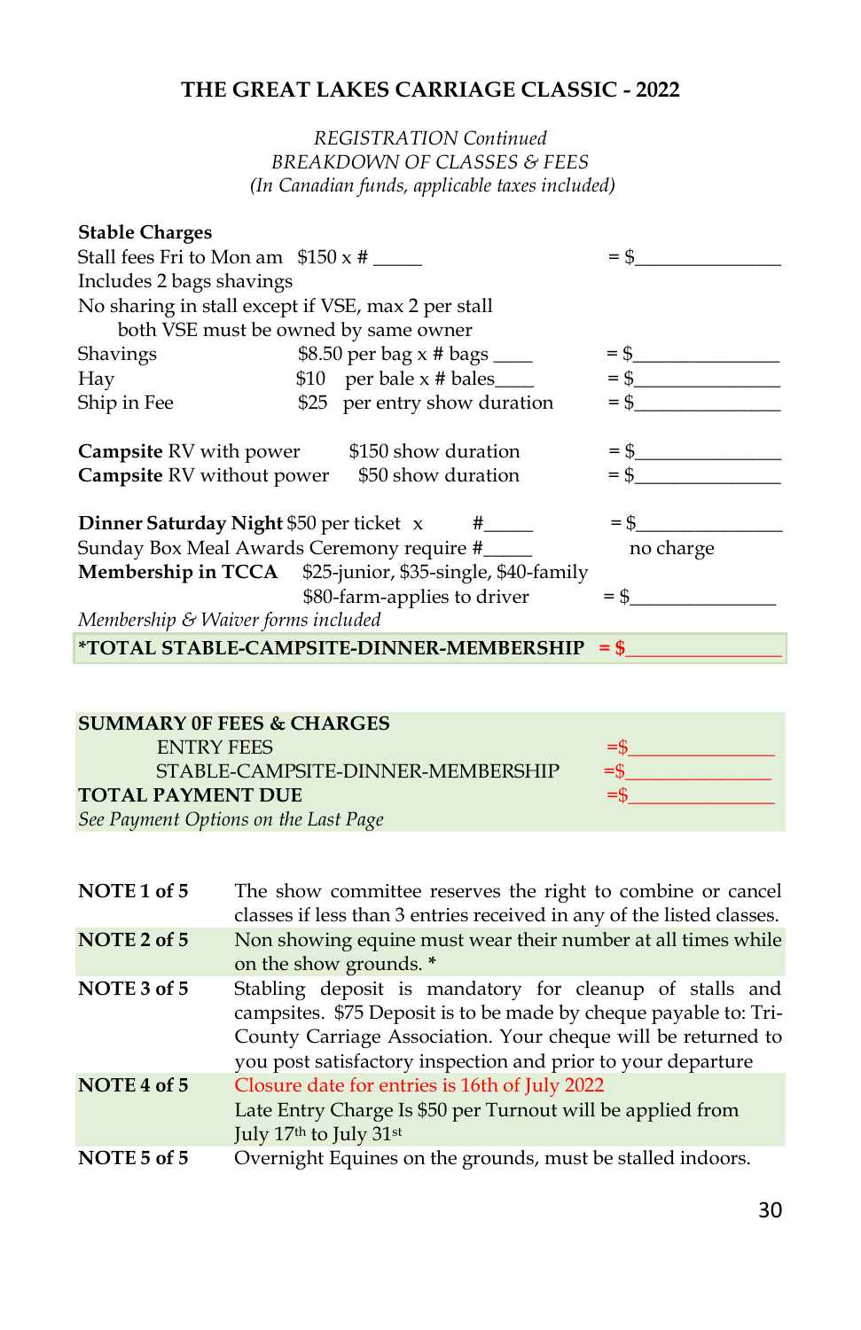# THE GREAT LAKES CARRIAGE CLASSIC - 2022

*REGISTRATION Continued*
*BREAKDOWN OF CLASSES & FEES*
*(In Canadian funds, applicable taxes included)*

**Stable Charges**

| | | |
|---|---|---|
| Stall fees Fri to Mon am | $150 x # _____ | = $_______________ |
| Includes 2 bags shavings | | |
| No sharing in stall except if VSE, max 2 per stall both VSE must be owned by same owner | | |
| Shavings | $8.50 per bag x # bags ____ | = $_______________ |
| Hay | $10 per bale x # bales____ | = $_______________ |
| Ship in Fee | $25 per entry show duration | = $_______________ |
| **Campsite** RV with power | $150 show duration | = $_______________ |
| **Campsite** RV without power | $50 show duration | = $_______________ |
| **Dinner Saturday Night** $50 per ticket x | #_____ | = $_______________ |
| Sunday Box Meal Awards Ceremony require #_____ | | no charge |
| **Membership in TCCA** | $25-junior, $35-single, $40-family $80-farm-applies to driver | = $_______________ |
| *Membership & Waiver forms included* | | |
| ***TOTAL STABLE-CAMPSITE-DINNER-MEMBERSHIP** | | = $_______________ |

**SUMMARY 0F FEES & CHARGES**

| | |
|---|---|
| ENTRY FEES | =$_______________ |
| STABLE-CAMPSITE-DINNER-MEMBERSHIP | =$_______________ |
| **TOTAL PAYMENT DUE** | =$_______________ |

*See Payment Options on the Last Page*

| | |
|---|---|
| **NOTE 1 of 5** | The show committee reserves the right to combine or cancel classes if less than 3 entries received in any of the listed classes. |
| **NOTE 2 of 5** | Non showing equine must wear their number at all times while on the show grounds. * |
| **NOTE 3 of 5** | Stabling deposit is mandatory for cleanup of stalls and campsites. $75 Deposit is to be made by cheque payable to: Tri-County Carriage Association. Your cheque will be returned to you post satisfactory inspection and prior to your departure |
| **NOTE 4 of 5** | Closure date for entries is 16th of July 2022 Late Entry Charge Is $50 per Turnout will be applied from July 17th to July 31st |
| **NOTE 5 of 5** | Overnight Equines on the grounds, must be stalled indoors. |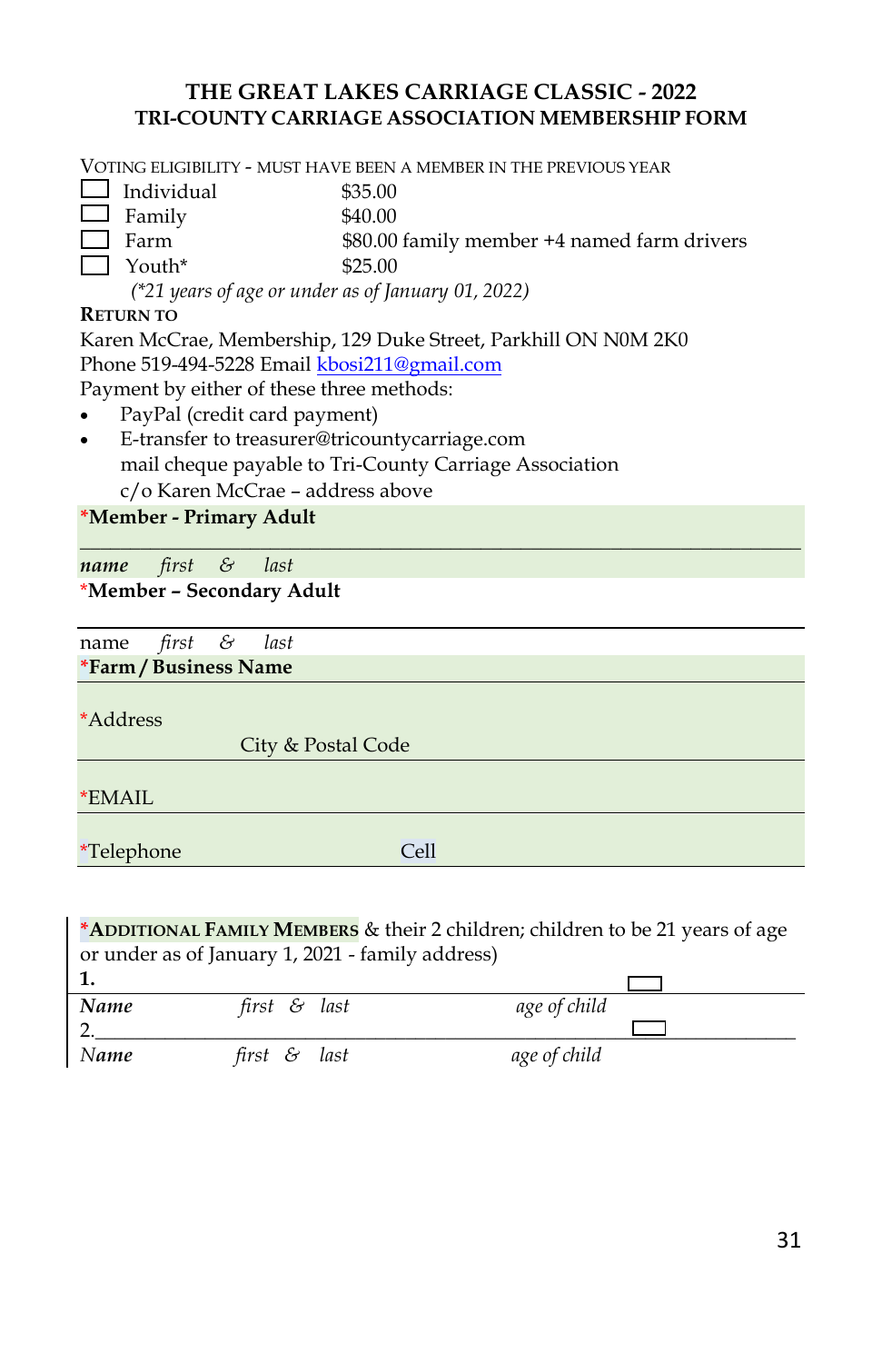# THE GREAT LAKES CARRIAGE CLASSIC - 2022
## TRI-COUNTY CARRIAGE ASSOCIATION MEMBERSHIP FORM

VOTING ELIGIBILITY - MUST HAVE BEEN A MEMBER IN THE PREVIOUS YEAR

- ☐ Individual $35.00
- ☐ Family $40.00
- ☐ Farm $80.00 family member +4 named farm drivers
- ☐ Youth* $25.00

*(*21 years of age or under as of January 01, 2022)*

**RETURN TO**

Karen McCrae, Membership, 129 Duke Street, Parkhill ON N0M 2K0
Phone 519-494-5228 Email kbosi211@gmail.com
Payment by either of these three methods:

- PayPal (credit card payment)
- E-transfer to treasurer@tricountycarriage.com
  mail cheque payable to Tri-County Carriage Association
  c/o Karen McCrae – address above

***Member - Primary Adult**

______________________________________________________________

***name*** *first & last*

***Member – Secondary Adult**

______________________________________________________________

name *first & last*

***Farm / Business Name**

*Address

City & Postal Code

*EMAIL

*Telephone Cell

***ADDITIONAL FAMILY MEMBERS** & their 2 children; children to be 21 years of age or under as of January 1, 2021 - family address)

**1.** ______________________________________________ ☐

***Name*** *first & last* *age of child*

2.______________________________________________ ☐

*Name* *first & last* *age of child*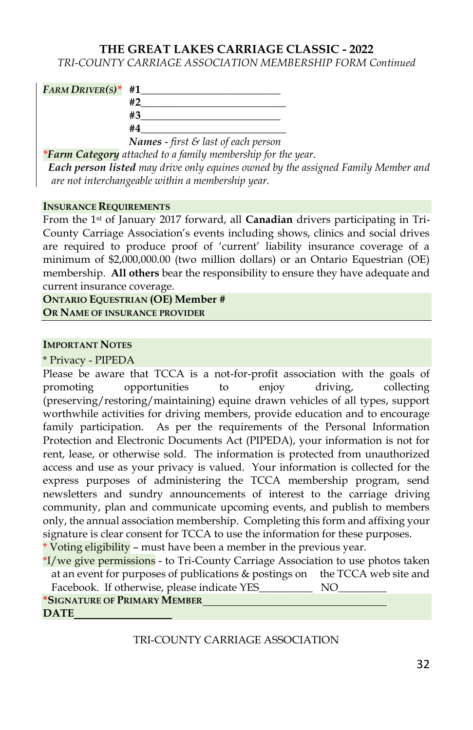## THE GREAT LAKES CARRIAGE CLASSIC - 2022

*TRI-COUNTY CARRIAGE ASSOCIATION MEMBERSHIP FORM Continued*

***FARM DRIVER(S)**** **#1**__________________________

**#2**__________________________

**#3**__________________________

**#4**__________________________

***Names** - first & last of each person*

**Farm Category** *attached to a family membership for the year.*

***Each person listed** may drive only equines owned by the assigned Family Member and are not interchangeable within a membership year.*

**INSURANCE REQUIREMENTS**

From the 1st of January 2017 forward, all **Canadian** drivers participating in Tri-County Carriage Association's events including shows, clinics and social drives are required to produce proof of 'current' liability insurance coverage of a minimum of $2,000,000.00 (two million dollars) or an Ontario Equestrian (OE) membership. **All others** bear the responsibility to ensure they have adequate and current insurance coverage.

**ONTARIO EQUESTRIAN (OE) Member #**
**OR NAME OF INSURANCE PROVIDER**

**IMPORTANT NOTES**

* Privacy - PIPEDA

Please be aware that TCCA is a not-for-profit association with the goals of promoting opportunities to enjoy driving, collecting (preserving/restoring/maintaining) equine drawn vehicles of all types, support worthwhile activities for driving members, provide education and to encourage family participation. As per the requirements of the Personal Information Protection and Electronic Documents Act (PIPEDA), your information is not for rent, lease, or otherwise sold. The information is protected from unauthorized access and use as your privacy is valued. Your information is collected for the express purposes of administering the TCCA membership program, send newsletters and sundry announcements of interest to the carriage driving community, plan and communicate upcoming events, and publish to members only, the annual association membership. Completing this form and affixing your signature is clear consent for TCCA to use the information for these purposes.

* Voting eligibility – must have been a member in the previous year.

*I/we give permissions - to Tri-County Carriage Association to use photos taken at an event for purposes of publications & postings on the TCCA web site and Facebook. If otherwise, please indicate YES__________ NO_________

***SIGNATURE OF PRIMARY MEMBER**__________________________________

**DATE**__________________

TRI-COUNTY CARRIAGE ASSOCIATION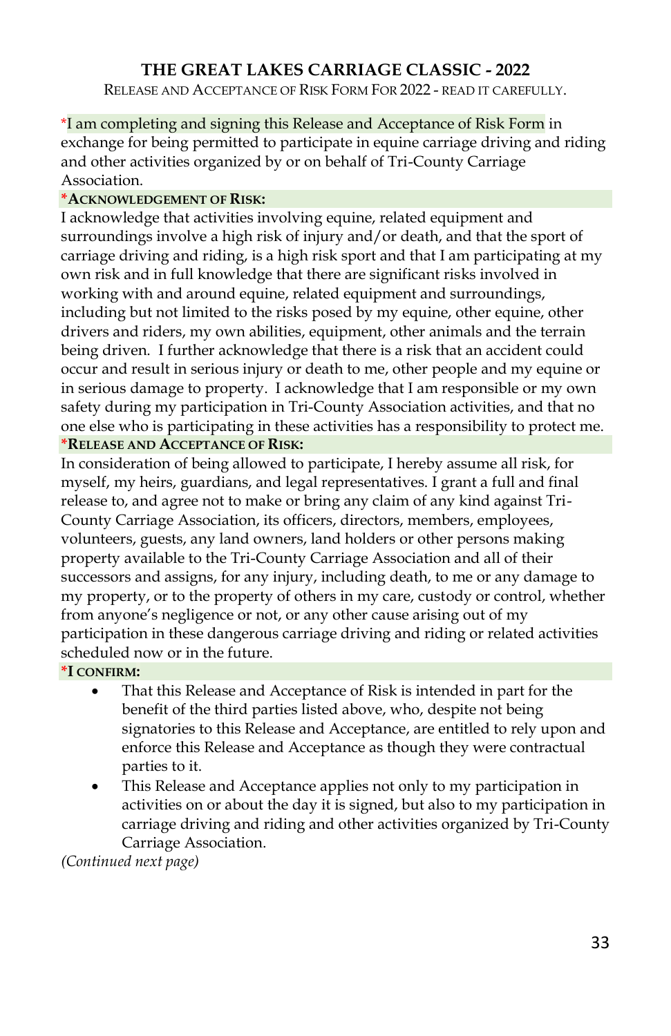# THE GREAT LAKES CARRIAGE CLASSIC - 2022

RELEASE AND ACCEPTANCE OF RISK FORM FOR 2022 - READ IT CAREFULLY.

*I am completing and signing this Release and Acceptance of Risk Form in exchange for being permitted to participate in equine carriage driving and riding and other activities organized by or on behalf of Tri-County Carriage Association.

**\*ACKNOWLEDGEMENT OF RISK:**

I acknowledge that activities involving equine, related equipment and surroundings involve a high risk of injury and/or death, and that the sport of carriage driving and riding, is a high risk sport and that I am participating at my own risk and in full knowledge that there are significant risks involved in working with and around equine, related equipment and surroundings, including but not limited to the risks posed by my equine, other equine, other drivers and riders, my own abilities, equipment, other animals and the terrain being driven. I further acknowledge that there is a risk that an accident could occur and result in serious injury or death to me, other people and my equine or in serious damage to property. I acknowledge that I am responsible or my own safety during my participation in Tri-County Association activities, and that no one else who is participating in these activities has a responsibility to protect me.

**\*RELEASE AND ACCEPTANCE OF RISK:**

In consideration of being allowed to participate, I hereby assume all risk, for myself, my heirs, guardians, and legal representatives. I grant a full and final release to, and agree not to make or bring any claim of any kind against Tri-County Carriage Association, its officers, directors, members, employees, volunteers, guests, any land owners, land holders or other persons making property available to the Tri-County Carriage Association and all of their successors and assigns, for any injury, including death, to me or any damage to my property, or to the property of others in my care, custody or control, whether from anyone's negligence or not, or any other cause arising out of my participation in these dangerous carriage driving and riding or related activities scheduled now or in the future.

**\*I CONFIRM:**

- That this Release and Acceptance of Risk is intended in part for the benefit of the third parties listed above, who, despite not being signatories to this Release and Acceptance, are entitled to rely upon and enforce this Release and Acceptance as though they were contractual parties to it.
- This Release and Acceptance applies not only to my participation in activities on or about the day it is signed, but also to my participation in carriage driving and riding and other activities organized by Tri-County Carriage Association.

*(Continued next page)*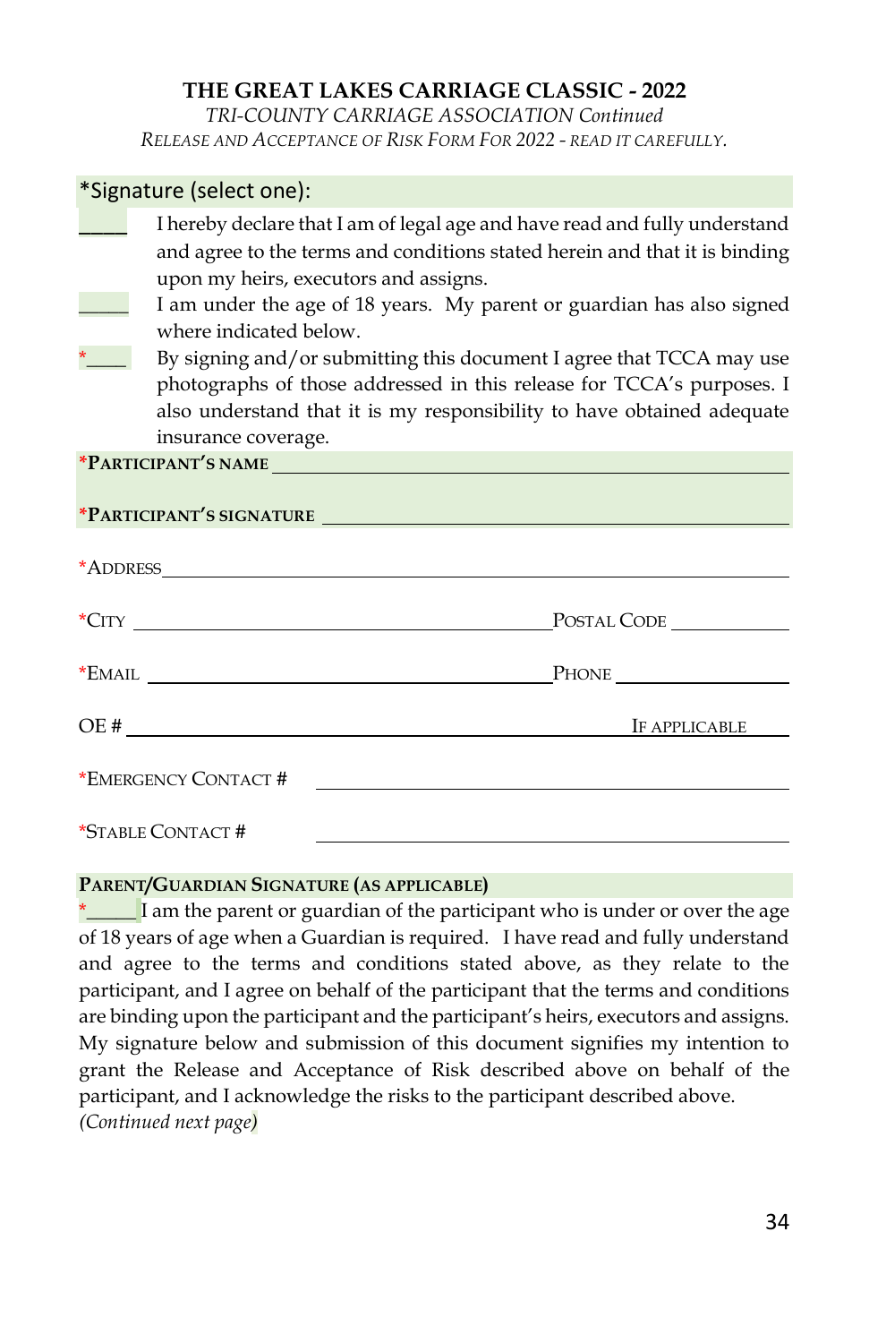**THE GREAT LAKES CARRIAGE CLASSIC - 2022**

*TRI-COUNTY CARRIAGE ASSOCIATION Continued*

*RELEASE AND ACCEPTANCE OF RISK FORM FOR 2022 - READ IT CAREFULLY.*

*Signature (select one):

_____ I hereby declare that I am of legal age and have read and fully understand and agree to the terms and conditions stated herein and that it is binding upon my heirs, executors and assigns.

_____ I am under the age of 18 years. My parent or guardian has also signed where indicated below.

*_____ By signing and/or submitting this document I agree that TCCA may use photographs of those addressed in this release for TCCA's purposes. I also understand that it is my responsibility to have obtained adequate insurance coverage.

*PARTICIPANT'S NAME ______________________________________________

*PARTICIPANT'S SIGNATURE __________________________________________

*ADDRESS______________________________________________________

*CITY ____________________________ POSTAL CODE ____________

*EMAIL ___________________________ PHONE ________________

OE # ____________________________________ IF APPLICABLE

*EMERGENCY CONTACT # ______________________________________

*STABLE CONTACT # __________________________________________

**PARENT/GUARDIAN SIGNATURE (AS APPLICABLE)**

*_____ I am the parent or guardian of the participant who is under or over the age of 18 years of age when a Guardian is required. I have read and fully understand and agree to the terms and conditions stated above, as they relate to the participant, and I agree on behalf of the participant that the terms and conditions are binding upon the participant and the participant's heirs, executors and assigns. My signature below and submission of this document signifies my intention to grant the Release and Acceptance of Risk described above on behalf of the participant, and I acknowledge the risks to the participant described above.

*(Continued next page)*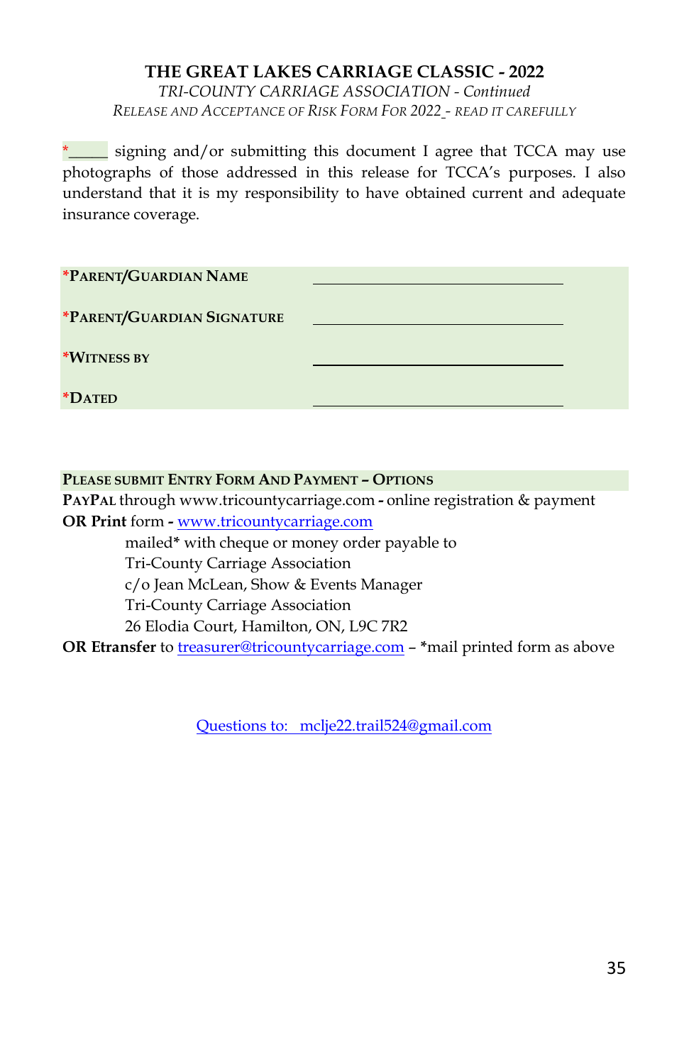# THE GREAT LAKES CARRIAGE CLASSIC - 2022

*TRI-COUNTY CARRIAGE ASSOCIATION - Continued*

*RELEASE AND ACCEPTANCE OF RISK FORM FOR 2022 - READ IT CAREFULLY*

*_____ signing and/or submitting this document I agree that TCCA may use photographs of those addressed in this release for TCCA's purposes. I also understand that it is my responsibility to have obtained current and adequate insurance coverage.

| | |
|---|---|
| ***PARENT/GUARDIAN NAME** | ______________________ |
| ***PARENT/GUARDIAN SIGNATURE** | ______________________ |
| ***WITNESS BY** | ______________________ |
| ***DATED** | ______________________ |

**PLEASE SUBMIT ENTRY FORM AND PAYMENT – OPTIONS**

**PAYPAL** through www.tricountycarriage.com **-** online registration & payment

**OR Print** form **-** www.tricountycarriage.com

mailed* with cheque or money order payable to
Tri-County Carriage Association
c/o Jean McLean, Show & Events Manager
Tri-County Carriage Association
26 Elodia Court, Hamilton, ON, L9C 7R2

**OR Etransfer** to treasurer@tricountycarriage.com – ***mail printed form as above**

Questions to: mclje22.trail524@gmail.com